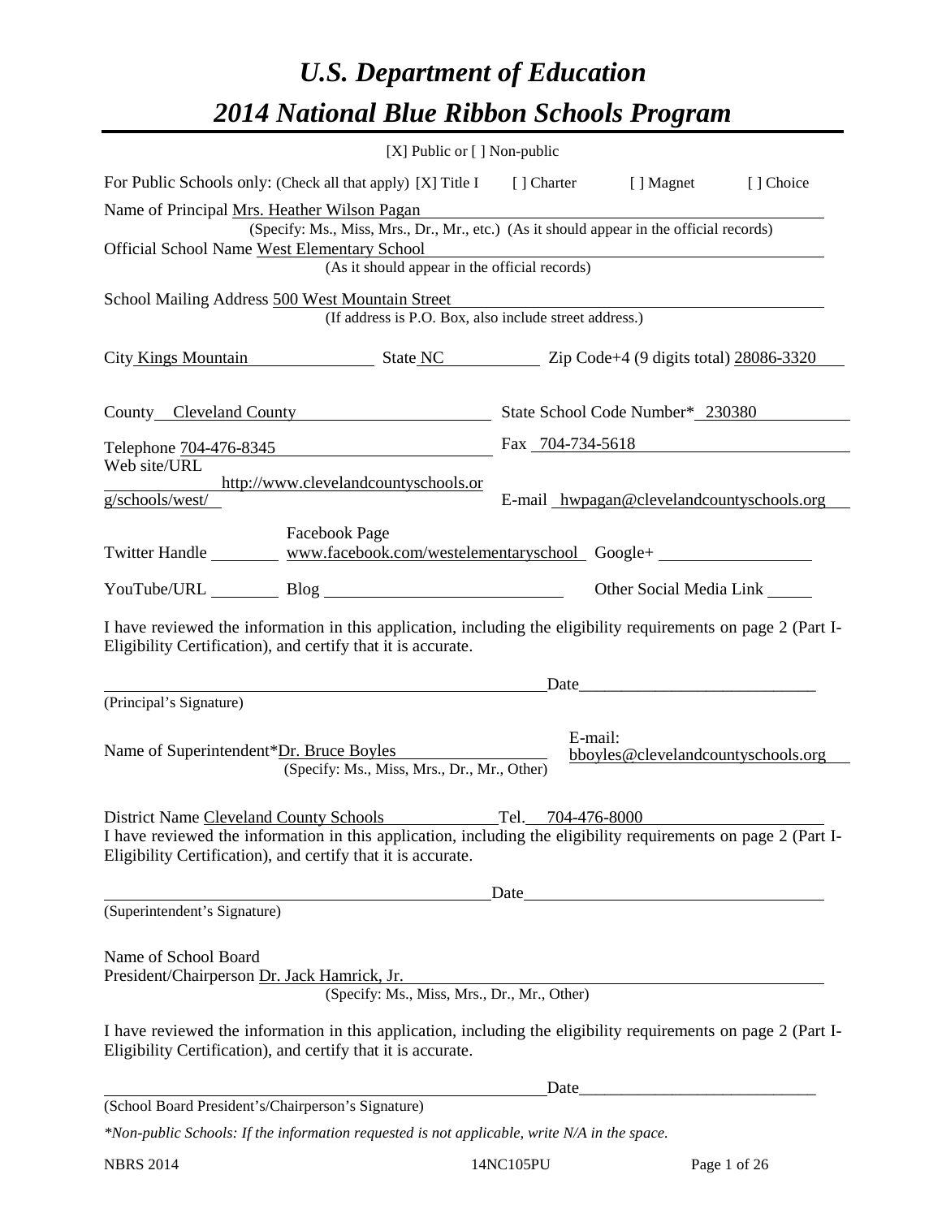# *U.S. Department of Education*
# *2014 National Blue Ribbon Schools Program*

[X] Public or [ ] Non-public

For Public Schools only: (Check all that apply) [X] Title I [ ] Charter [ ] Magnet [ ] Choice

Name of Principal Mrs. Heather Wilson Pagan
(Specify: Ms., Miss, Mrs., Dr., Mr., etc.) (As it should appear in the official records)

Official School Name West Elementary School
(As it should appear in the official records)

School Mailing Address 500 West Mountain Street
(If address is P.O. Box, also include street address.)

City Kings Mountain State NC Zip Code+4 (9 digits total) 28086-3320

County Cleveland County State School Code Number* 230380

Telephone 704-476-8345 Fax 704-734-5618

Web site/URL http://www.clevelandcountyschools.org/schools/west/ E-mail hwpagan@clevelandcountyschools.org

Twitter Handle ________ Facebook Page www.facebook.com/westelementaryschool Google+ ________

YouTube/URL ________ Blog ________ Other Social Media Link ________

I have reviewed the information in this application, including the eligibility requirements on page 2 (Part I-Eligibility Certification), and certify that it is accurate.

_________________________________ Date_________________________
(Principal's Signature)

Name of Superintendent*Dr. Bruce Boyles E-mail: bboyles@clevelandcountyschools.org
(Specify: Ms., Miss, Mrs., Dr., Mr., Other)

District Name Cleveland County Schools Tel. 704-476-8000

I have reviewed the information in this application, including the eligibility requirements on page 2 (Part I-Eligibility Certification), and certify that it is accurate.

_________________________________ Date_________________________
(Superintendent's Signature)

Name of School Board
President/Chairperson Dr. Jack Hamrick, Jr.
(Specify: Ms., Miss, Mrs., Dr., Mr., Other)

I have reviewed the information in this application, including the eligibility requirements on page 2 (Part I-Eligibility Certification), and certify that it is accurate.

_________________________________ Date_________________________
(School Board President's/Chairperson's Signature)

*\*Non-public Schools: If the information requested is not applicable, write N/A in the space.*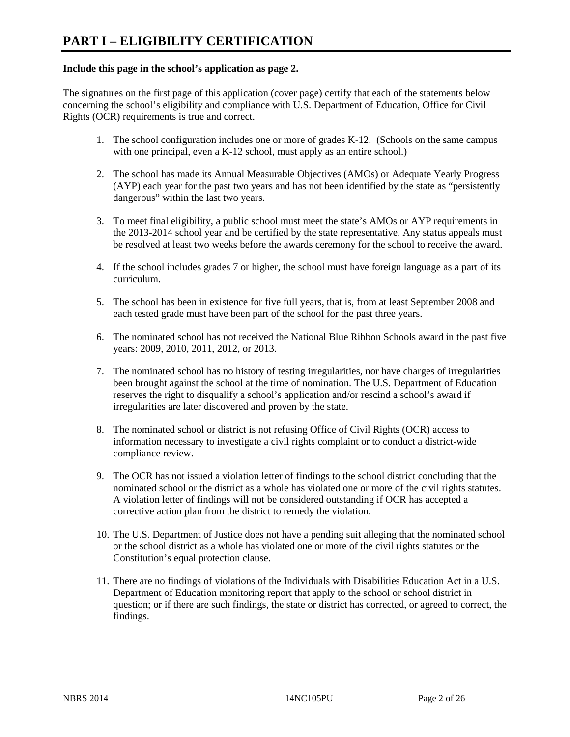# PART I – ELIGIBILITY CERTIFICATION

**Include this page in the school's application as page 2.**

The signatures on the first page of this application (cover page) certify that each of the statements below concerning the school's eligibility and compliance with U.S. Department of Education, Office for Civil Rights (OCR) requirements is true and correct.

1. The school configuration includes one or more of grades K-12. (Schools on the same campus with one principal, even a K-12 school, must apply as an entire school.)

2. The school has made its Annual Measurable Objectives (AMOs) or Adequate Yearly Progress (AYP) each year for the past two years and has not been identified by the state as "persistently dangerous" within the last two years.

3. To meet final eligibility, a public school must meet the state's AMOs or AYP requirements in the 2013-2014 school year and be certified by the state representative. Any status appeals must be resolved at least two weeks before the awards ceremony for the school to receive the award.

4. If the school includes grades 7 or higher, the school must have foreign language as a part of its curriculum.

5. The school has been in existence for five full years, that is, from at least September 2008 and each tested grade must have been part of the school for the past three years.

6. The nominated school has not received the National Blue Ribbon Schools award in the past five years: 2009, 2010, 2011, 2012, or 2013.

7. The nominated school has no history of testing irregularities, nor have charges of irregularities been brought against the school at the time of nomination. The U.S. Department of Education reserves the right to disqualify a school's application and/or rescind a school's award if irregularities are later discovered and proven by the state.

8. The nominated school or district is not refusing Office of Civil Rights (OCR) access to information necessary to investigate a civil rights complaint or to conduct a district-wide compliance review.

9. The OCR has not issued a violation letter of findings to the school district concluding that the nominated school or the district as a whole has violated one or more of the civil rights statutes. A violation letter of findings will not be considered outstanding if OCR has accepted a corrective action plan from the district to remedy the violation.

10. The U.S. Department of Justice does not have a pending suit alleging that the nominated school or the school district as a whole has violated one or more of the civil rights statutes or the Constitution's equal protection clause.

11. There are no findings of violations of the Individuals with Disabilities Education Act in a U.S. Department of Education monitoring report that apply to the school or school district in question; or if there are such findings, the state or district has corrected, or agreed to correct, the findings.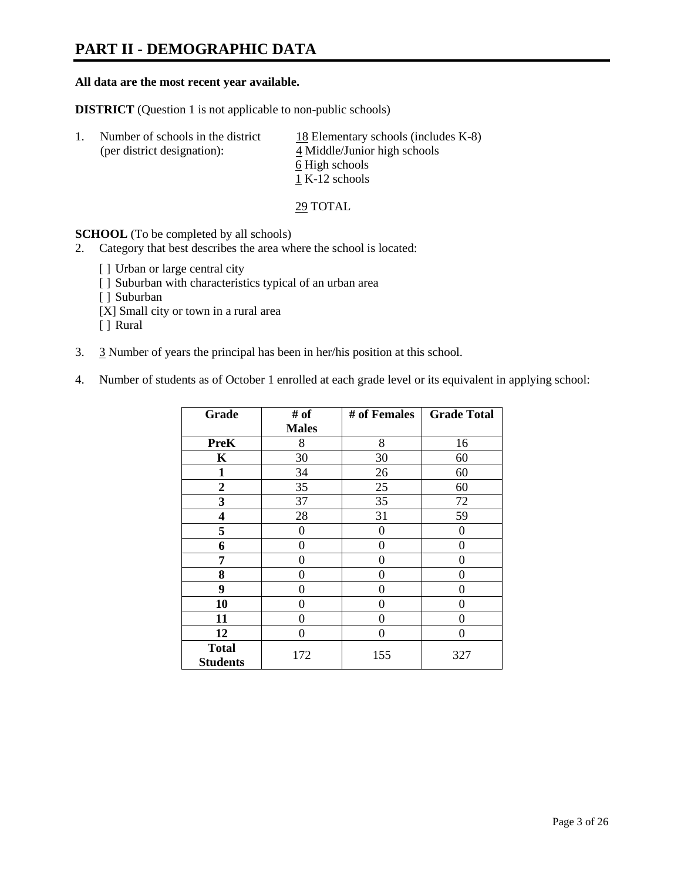# PART II - DEMOGRAPHIC DATA

**All data are the most recent year available.**

**DISTRICT** (Question 1 is not applicable to non-public schools)

1. Number of schools in the district (per district designation):
   18 Elementary schools (includes K-8)
   4 Middle/Junior high schools
   6 High schools
   1 K-12 schools

   29 TOTAL

**SCHOOL** (To be completed by all schools)

2. Category that best describes the area where the school is located:

   [ ] Urban or large central city
   [ ] Suburban with characteristics typical of an urban area
   [ ] Suburban
   [X] Small city or town in a rural area
   [ ] Rural

3. 3 Number of years the principal has been in her/his position at this school.

4. Number of students as of October 1 enrolled at each grade level or its equivalent in applying school:

| Grade | # of Males | # of Females | Grade Total |
|---|---|---|---|
| **PreK** | 8 | 8 | 16 |
| **K** | 30 | 30 | 60 |
| **1** | 34 | 26 | 60 |
| **2** | 35 | 25 | 60 |
| **3** | 37 | 35 | 72 |
| **4** | 28 | 31 | 59 |
| **5** | 0 | 0 | 0 |
| **6** | 0 | 0 | 0 |
| **7** | 0 | 0 | 0 |
| **8** | 0 | 0 | 0 |
| **9** | 0 | 0 | 0 |
| **10** | 0 | 0 | 0 |
| **11** | 0 | 0 | 0 |
| **12** | 0 | 0 | 0 |
| **Total Students** | 172 | 155 | 327 |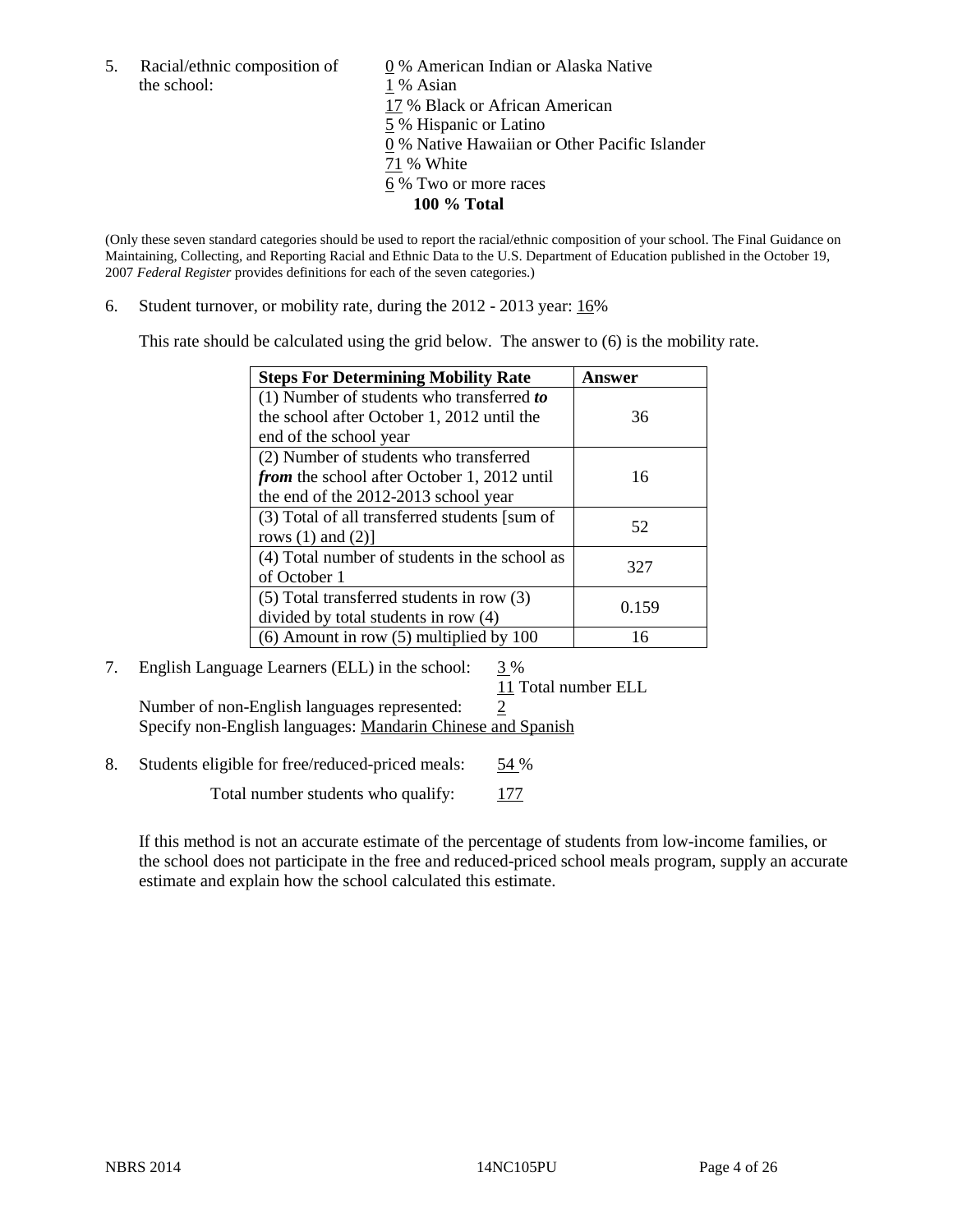5. Racial/ethnic composition of the school:

0 % American Indian or Alaska Native
1 % Asian
17 % Black or African American
5 % Hispanic or Latino
0 % Native Hawaiian or Other Pacific Islander
71 % White
6 % Two or more races
**100 % Total**

(Only these seven standard categories should be used to report the racial/ethnic composition of your school. The Final Guidance on Maintaining, Collecting, and Reporting Racial and Ethnic Data to the U.S. Department of Education published in the October 19, 2007 *Federal Register* provides definitions for each of the seven categories.)

6. Student turnover, or mobility rate, during the 2012 - 2013 year: 16%

This rate should be calculated using the grid below. The answer to (6) is the mobility rate.

| Steps For Determining Mobility Rate | Answer |
|---|---|
| (1) Number of students who transferred ***to*** the school after October 1, 2012 until the end of the school year | 36 |
| (2) Number of students who transferred ***from*** the school after October 1, 2012 until the end of the 2012-2013 school year | 16 |
| (3) Total of all transferred students [sum of rows (1) and (2)] | 52 |
| (4) Total number of students in the school as of October 1 | 327 |
| (5) Total transferred students in row (3) divided by total students in row (4) | 0.159 |
| (6) Amount in row (5) multiplied by 100 | 16 |

7. English Language Learners (ELL) in the school: 3 %
11 Total number ELL
Number of non-English languages represented: 2
Specify non-English languages: Mandarin Chinese and Spanish

8. Students eligible for free/reduced-priced meals: 54 %
Total number students who qualify: 177

If this method is not an accurate estimate of the percentage of students from low-income families, or the school does not participate in the free and reduced-priced school meals program, supply an accurate estimate and explain how the school calculated this estimate.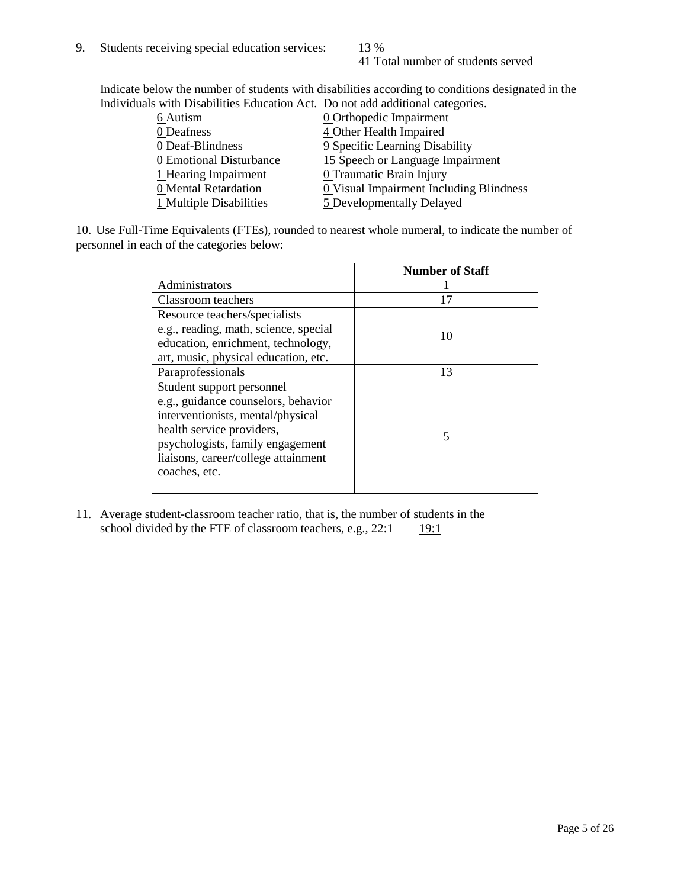9. Students receiving special education services: 13 %
   41 Total number of students served

   Indicate below the number of students with disabilities according to conditions designated in the Individuals with Disabilities Education Act. Do not add additional categories.

| | |
|---|---|
| 6 Autism | 0 Orthopedic Impairment |
| 0 Deafness | 4 Other Health Impaired |
| 0 Deaf-Blindness | 9 Specific Learning Disability |
| 0 Emotional Disturbance | 15 Speech or Language Impairment |
| 1 Hearing Impairment | 0 Traumatic Brain Injury |
| 0 Mental Retardation | 0 Visual Impairment Including Blindness |
| 1 Multiple Disabilities | 5 Developmentally Delayed |

10. Use Full-Time Equivalents (FTEs), rounded to nearest whole numeral, to indicate the number of personnel in each of the categories below:

| | **Number of Staff** |
|---|---|
| Administrators | 1 |
| Classroom teachers | 17 |
| Resource teachers/specialists e.g., reading, math, science, special education, enrichment, technology, art, music, physical education, etc. | 10 |
| Paraprofessionals | 13 |
| Student support personnel e.g., guidance counselors, behavior interventionists, mental/physical health service providers, psychologists, family engagement liaisons, career/college attainment coaches, etc. | 5 |

11. Average student-classroom teacher ratio, that is, the number of students in the school divided by the FTE of classroom teachers, e.g., 22:1 19:1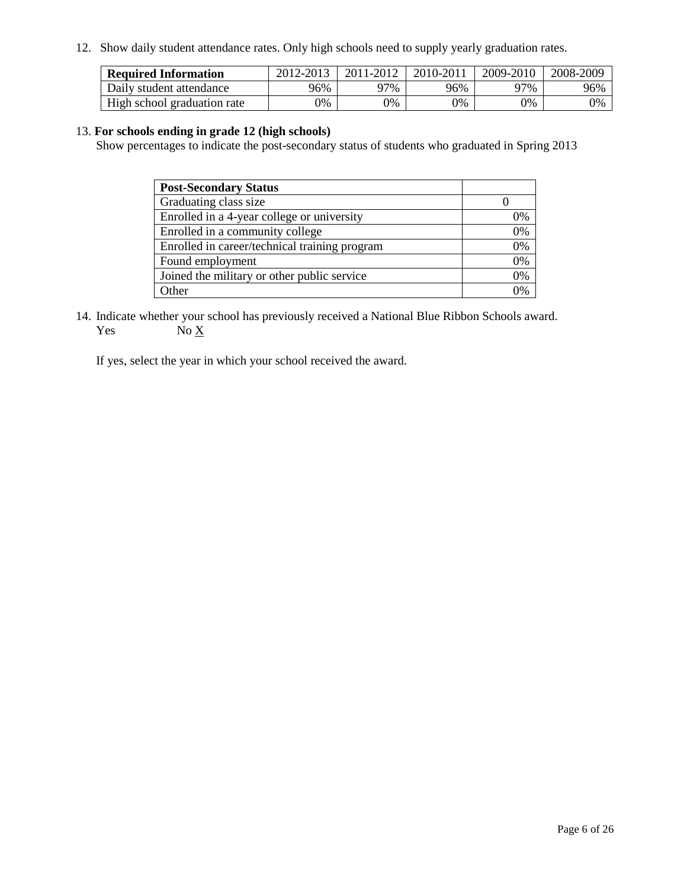12. Show daily student attendance rates. Only high schools need to supply yearly graduation rates.

| **Required Information** | 2012-2013 | 2011-2012 | 2010-2011 | 2009-2010 | 2008-2009 |
| --- | --- | --- | --- | --- | --- |
| Daily student attendance | 96% | 97% | 96% | 97% | 96% |
| High school graduation rate | 0% | 0% | 0% | 0% | 0% |

13. **For schools ending in grade 12 (high schools)**
Show percentages to indicate the post-secondary status of students who graduated in Spring 2013

| **Post-Secondary Status** | |
| --- | --- |
| Graduating class size | 0 |
| Enrolled in a 4-year college or university | 0% |
| Enrolled in a community college | 0% |
| Enrolled in career/technical training program | 0% |
| Found employment | 0% |
| Joined the military or other public service | 0% |
| Other | 0% |

14. Indicate whether your school has previously received a National Blue Ribbon Schools award.
Yes No X

If yes, select the year in which your school received the award.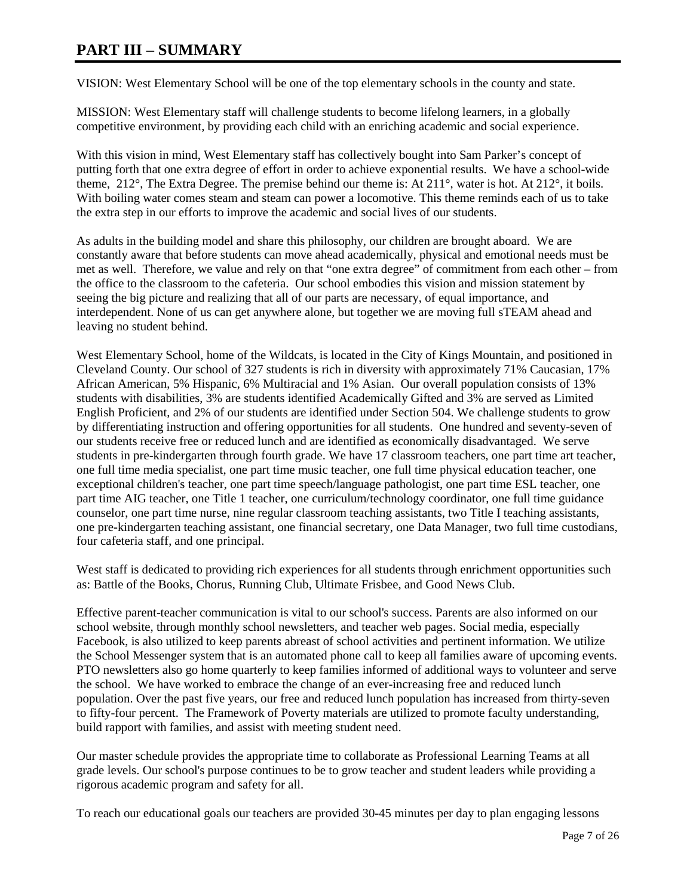# PART III – SUMMARY

VISION: West Elementary School will be one of the top elementary schools in the county and state.

MISSION: West Elementary staff will challenge students to become lifelong learners, in a globally competitive environment, by providing each child with an enriching academic and social experience.

With this vision in mind, West Elementary staff has collectively bought into Sam Parker's concept of putting forth that one extra degree of effort in order to achieve exponential results. We have a school-wide theme, 212°, The Extra Degree. The premise behind our theme is: At 211°, water is hot. At 212°, it boils. With boiling water comes steam and steam can power a locomotive. This theme reminds each of us to take the extra step in our efforts to improve the academic and social lives of our students.

As adults in the building model and share this philosophy, our children are brought aboard. We are constantly aware that before students can move ahead academically, physical and emotional needs must be met as well. Therefore, we value and rely on that "one extra degree" of commitment from each other – from the office to the classroom to the cafeteria. Our school embodies this vision and mission statement by seeing the big picture and realizing that all of our parts are necessary, of equal importance, and interdependent. None of us can get anywhere alone, but together we are moving full sTEAM ahead and leaving no student behind.

West Elementary School, home of the Wildcats, is located in the City of Kings Mountain, and positioned in Cleveland County. Our school of 327 students is rich in diversity with approximately 71% Caucasian, 17% African American, 5% Hispanic, 6% Multiracial and 1% Asian. Our overall population consists of 13% students with disabilities, 3% are students identified Academically Gifted and 3% are served as Limited English Proficient, and 2% of our students are identified under Section 504. We challenge students to grow by differentiating instruction and offering opportunities for all students. One hundred and seventy-seven of our students receive free or reduced lunch and are identified as economically disadvantaged. We serve students in pre-kindergarten through fourth grade. We have 17 classroom teachers, one part time art teacher, one full time media specialist, one part time music teacher, one full time physical education teacher, one exceptional children's teacher, one part time speech/language pathologist, one part time ESL teacher, one part time AIG teacher, one Title 1 teacher, one curriculum/technology coordinator, one full time guidance counselor, one part time nurse, nine regular classroom teaching assistants, two Title I teaching assistants, one pre-kindergarten teaching assistant, one financial secretary, one Data Manager, two full time custodians, four cafeteria staff, and one principal.

West staff is dedicated to providing rich experiences for all students through enrichment opportunities such as: Battle of the Books, Chorus, Running Club, Ultimate Frisbee, and Good News Club.

Effective parent-teacher communication is vital to our school's success. Parents are also informed on our school website, through monthly school newsletters, and teacher web pages. Social media, especially Facebook, is also utilized to keep parents abreast of school activities and pertinent information. We utilize the School Messenger system that is an automated phone call to keep all families aware of upcoming events. PTO newsletters also go home quarterly to keep families informed of additional ways to volunteer and serve the school. We have worked to embrace the change of an ever-increasing free and reduced lunch population. Over the past five years, our free and reduced lunch population has increased from thirty-seven to fifty-four percent. The Framework of Poverty materials are utilized to promote faculty understanding, build rapport with families, and assist with meeting student need.

Our master schedule provides the appropriate time to collaborate as Professional Learning Teams at all grade levels. Our school's purpose continues to be to grow teacher and student leaders while providing a rigorous academic program and safety for all.

To reach our educational goals our teachers are provided 30-45 minutes per day to plan engaging lessons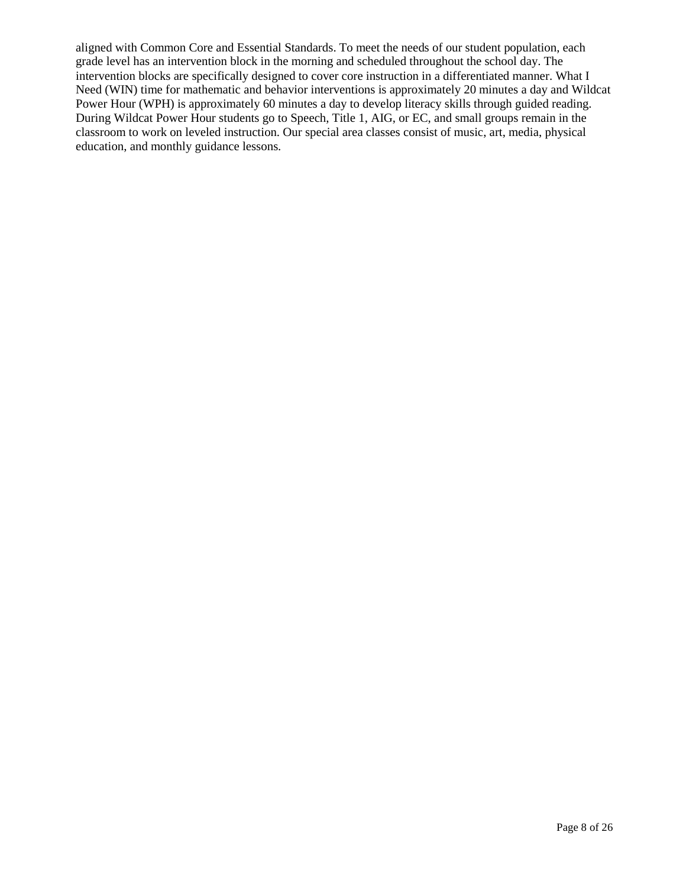aligned with Common Core and Essential Standards. To meet the needs of our student population, each grade level has an intervention block in the morning and scheduled throughout the school day. The intervention blocks are specifically designed to cover core instruction in a differentiated manner. What I Need (WIN) time for mathematic and behavior interventions is approximately 20 minutes a day and Wildcat Power Hour (WPH) is approximately 60 minutes a day to develop literacy skills through guided reading. During Wildcat Power Hour students go to Speech, Title 1, AIG, or EC, and small groups remain in the classroom to work on leveled instruction. Our special area classes consist of music, art, media, physical education, and monthly guidance lessons.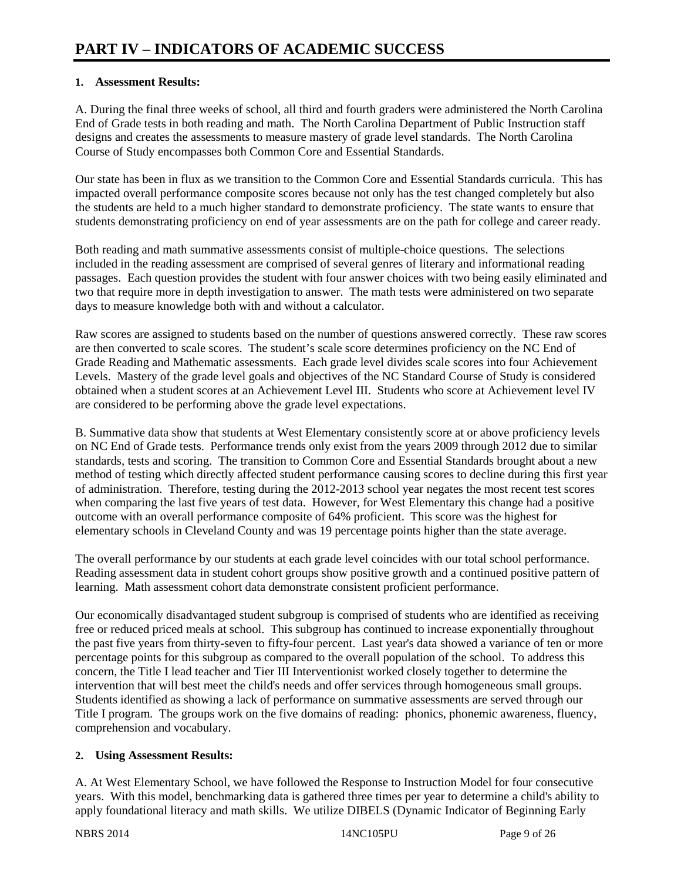# PART IV – INDICATORS OF ACADEMIC SUCCESS

## 1. Assessment Results:

A. During the final three weeks of school, all third and fourth graders were administered the North Carolina End of Grade tests in both reading and math. The North Carolina Department of Public Instruction staff designs and creates the assessments to measure mastery of grade level standards. The North Carolina Course of Study encompasses both Common Core and Essential Standards.

Our state has been in flux as we transition to the Common Core and Essential Standards curricula. This has impacted overall performance composite scores because not only has the test changed completely but also the students are held to a much higher standard to demonstrate proficiency. The state wants to ensure that students demonstrating proficiency on end of year assessments are on the path for college and career ready.

Both reading and math summative assessments consist of multiple-choice questions. The selections included in the reading assessment are comprised of several genres of literary and informational reading passages. Each question provides the student with four answer choices with two being easily eliminated and two that require more in depth investigation to answer. The math tests were administered on two separate days to measure knowledge both with and without a calculator.

Raw scores are assigned to students based on the number of questions answered correctly. These raw scores are then converted to scale scores. The student's scale score determines proficiency on the NC End of Grade Reading and Mathematic assessments. Each grade level divides scale scores into four Achievement Levels. Mastery of the grade level goals and objectives of the NC Standard Course of Study is considered obtained when a student scores at an Achievement Level III. Students who score at Achievement level IV are considered to be performing above the grade level expectations.

B. Summative data show that students at West Elementary consistently score at or above proficiency levels on NC End of Grade tests. Performance trends only exist from the years 2009 through 2012 due to similar standards, tests and scoring. The transition to Common Core and Essential Standards brought about a new method of testing which directly affected student performance causing scores to decline during this first year of administration. Therefore, testing during the 2012-2013 school year negates the most recent test scores when comparing the last five years of test data. However, for West Elementary this change had a positive outcome with an overall performance composite of 64% proficient. This score was the highest for elementary schools in Cleveland County and was 19 percentage points higher than the state average.

The overall performance by our students at each grade level coincides with our total school performance. Reading assessment data in student cohort groups show positive growth and a continued positive pattern of learning. Math assessment cohort data demonstrate consistent proficient performance.

Our economically disadvantaged student subgroup is comprised of students who are identified as receiving free or reduced priced meals at school. This subgroup has continued to increase exponentially throughout the past five years from thirty-seven to fifty-four percent. Last year's data showed a variance of ten or more percentage points for this subgroup as compared to the overall population of the school. To address this concern, the Title I lead teacher and Tier III Interventionist worked closely together to determine the intervention that will best meet the child's needs and offer services through homogeneous small groups. Students identified as showing a lack of performance on summative assessments are served through our Title I program. The groups work on the five domains of reading: phonics, phonemic awareness, fluency, comprehension and vocabulary.

## 2. Using Assessment Results:

A. At West Elementary School, we have followed the Response to Instruction Model for four consecutive years. With this model, benchmarking data is gathered three times per year to determine a child's ability to apply foundational literacy and math skills. We utilize DIBELS (Dynamic Indicator of Beginning Early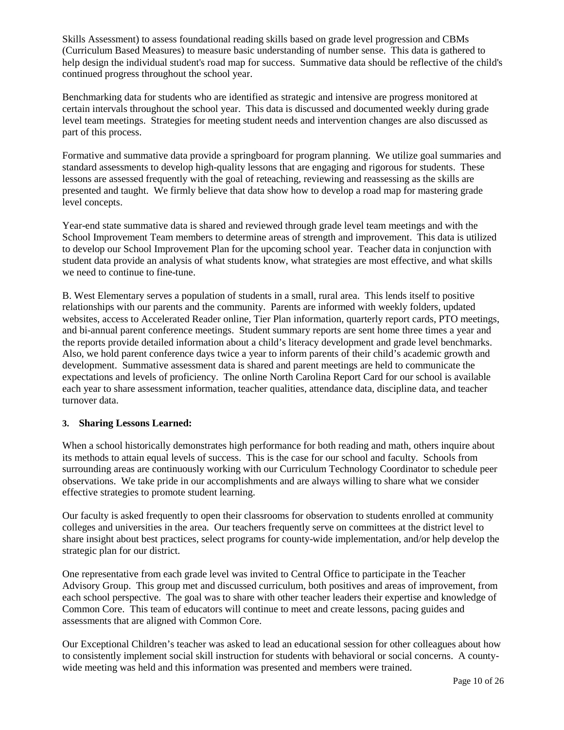Skills Assessment) to assess foundational reading skills based on grade level progression and CBMs (Curriculum Based Measures) to measure basic understanding of number sense. This data is gathered to help design the individual student's road map for success. Summative data should be reflective of the child's continued progress throughout the school year.

Benchmarking data for students who are identified as strategic and intensive are progress monitored at certain intervals throughout the school year. This data is discussed and documented weekly during grade level team meetings. Strategies for meeting student needs and intervention changes are also discussed as part of this process.

Formative and summative data provide a springboard for program planning. We utilize goal summaries and standard assessments to develop high-quality lessons that are engaging and rigorous for students. These lessons are assessed frequently with the goal of reteaching, reviewing and reassessing as the skills are presented and taught. We firmly believe that data show how to develop a road map for mastering grade level concepts.

Year-end state summative data is shared and reviewed through grade level team meetings and with the School Improvement Team members to determine areas of strength and improvement. This data is utilized to develop our School Improvement Plan for the upcoming school year. Teacher data in conjunction with student data provide an analysis of what students know, what strategies are most effective, and what skills we need to continue to fine-tune.

B. West Elementary serves a population of students in a small, rural area. This lends itself to positive relationships with our parents and the community. Parents are informed with weekly folders, updated websites, access to Accelerated Reader online, Tier Plan information, quarterly report cards, PTO meetings, and bi-annual parent conference meetings. Student summary reports are sent home three times a year and the reports provide detailed information about a child's literacy development and grade level benchmarks. Also, we hold parent conference days twice a year to inform parents of their child's academic growth and development. Summative assessment data is shared and parent meetings are held to communicate the expectations and levels of proficiency. The online North Carolina Report Card for our school is available each year to share assessment information, teacher qualities, attendance data, discipline data, and teacher turnover data.

### 3. Sharing Lessons Learned:

When a school historically demonstrates high performance for both reading and math, others inquire about its methods to attain equal levels of success. This is the case for our school and faculty. Schools from surrounding areas are continuously working with our Curriculum Technology Coordinator to schedule peer observations. We take pride in our accomplishments and are always willing to share what we consider effective strategies to promote student learning.

Our faculty is asked frequently to open their classrooms for observation to students enrolled at community colleges and universities in the area. Our teachers frequently serve on committees at the district level to share insight about best practices, select programs for county-wide implementation, and/or help develop the strategic plan for our district.

One representative from each grade level was invited to Central Office to participate in the Teacher Advisory Group. This group met and discussed curriculum, both positives and areas of improvement, from each school perspective. The goal was to share with other teacher leaders their expertise and knowledge of Common Core. This team of educators will continue to meet and create lessons, pacing guides and assessments that are aligned with Common Core.

Our Exceptional Children's teacher was asked to lead an educational session for other colleagues about how to consistently implement social skill instruction for students with behavioral or social concerns. A county-wide meeting was held and this information was presented and members were trained.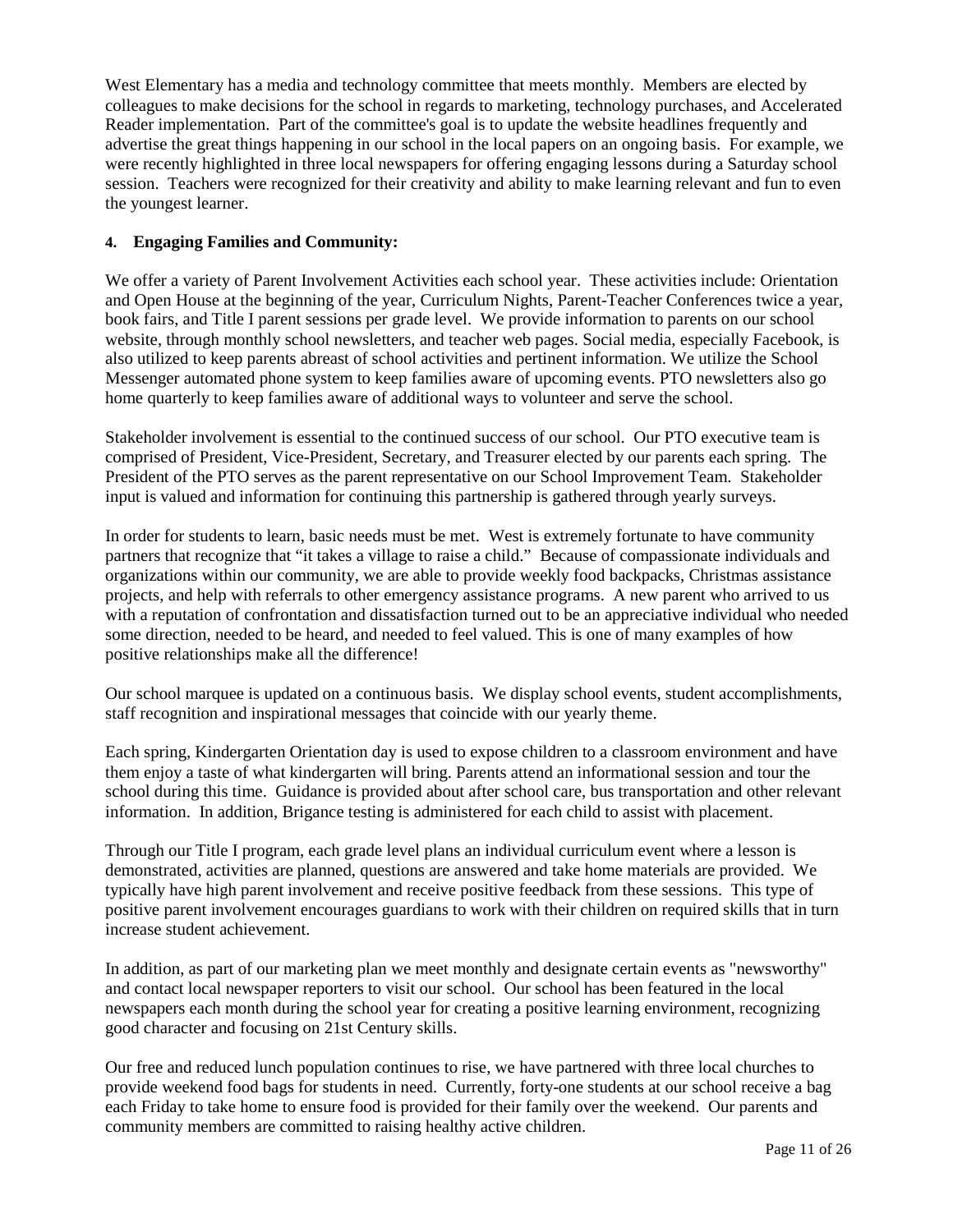West Elementary has a media and technology committee that meets monthly. Members are elected by colleagues to make decisions for the school in regards to marketing, technology purchases, and Accelerated Reader implementation. Part of the committee's goal is to update the website headlines frequently and advertise the great things happening in our school in the local papers on an ongoing basis. For example, we were recently highlighted in three local newspapers for offering engaging lessons during a Saturday school session. Teachers were recognized for their creativity and ability to make learning relevant and fun to even the youngest learner.

**4. Engaging Families and Community:**

We offer a variety of Parent Involvement Activities each school year. These activities include: Orientation and Open House at the beginning of the year, Curriculum Nights, Parent-Teacher Conferences twice a year, book fairs, and Title I parent sessions per grade level. We provide information to parents on our school website, through monthly school newsletters, and teacher web pages. Social media, especially Facebook, is also utilized to keep parents abreast of school activities and pertinent information. We utilize the School Messenger automated phone system to keep families aware of upcoming events. PTO newsletters also go home quarterly to keep families aware of additional ways to volunteer and serve the school.

Stakeholder involvement is essential to the continued success of our school. Our PTO executive team is comprised of President, Vice-President, Secretary, and Treasurer elected by our parents each spring. The President of the PTO serves as the parent representative on our School Improvement Team. Stakeholder input is valued and information for continuing this partnership is gathered through yearly surveys.

In order for students to learn, basic needs must be met. West is extremely fortunate to have community partners that recognize that "it takes a village to raise a child." Because of compassionate individuals and organizations within our community, we are able to provide weekly food backpacks, Christmas assistance projects, and help with referrals to other emergency assistance programs. A new parent who arrived to us with a reputation of confrontation and dissatisfaction turned out to be an appreciative individual who needed some direction, needed to be heard, and needed to feel valued. This is one of many examples of how positive relationships make all the difference!

Our school marquee is updated on a continuous basis. We display school events, student accomplishments, staff recognition and inspirational messages that coincide with our yearly theme.

Each spring, Kindergarten Orientation day is used to expose children to a classroom environment and have them enjoy a taste of what kindergarten will bring. Parents attend an informational session and tour the school during this time. Guidance is provided about after school care, bus transportation and other relevant information. In addition, Brigance testing is administered for each child to assist with placement.

Through our Title I program, each grade level plans an individual curriculum event where a lesson is demonstrated, activities are planned, questions are answered and take home materials are provided. We typically have high parent involvement and receive positive feedback from these sessions. This type of positive parent involvement encourages guardians to work with their children on required skills that in turn increase student achievement.

In addition, as part of our marketing plan we meet monthly and designate certain events as "newsworthy" and contact local newspaper reporters to visit our school. Our school has been featured in the local newspapers each month during the school year for creating a positive learning environment, recognizing good character and focusing on 21st Century skills.

Our free and reduced lunch population continues to rise, we have partnered with three local churches to provide weekend food bags for students in need. Currently, forty-one students at our school receive a bag each Friday to take home to ensure food is provided for their family over the weekend. Our parents and community members are committed to raising healthy active children.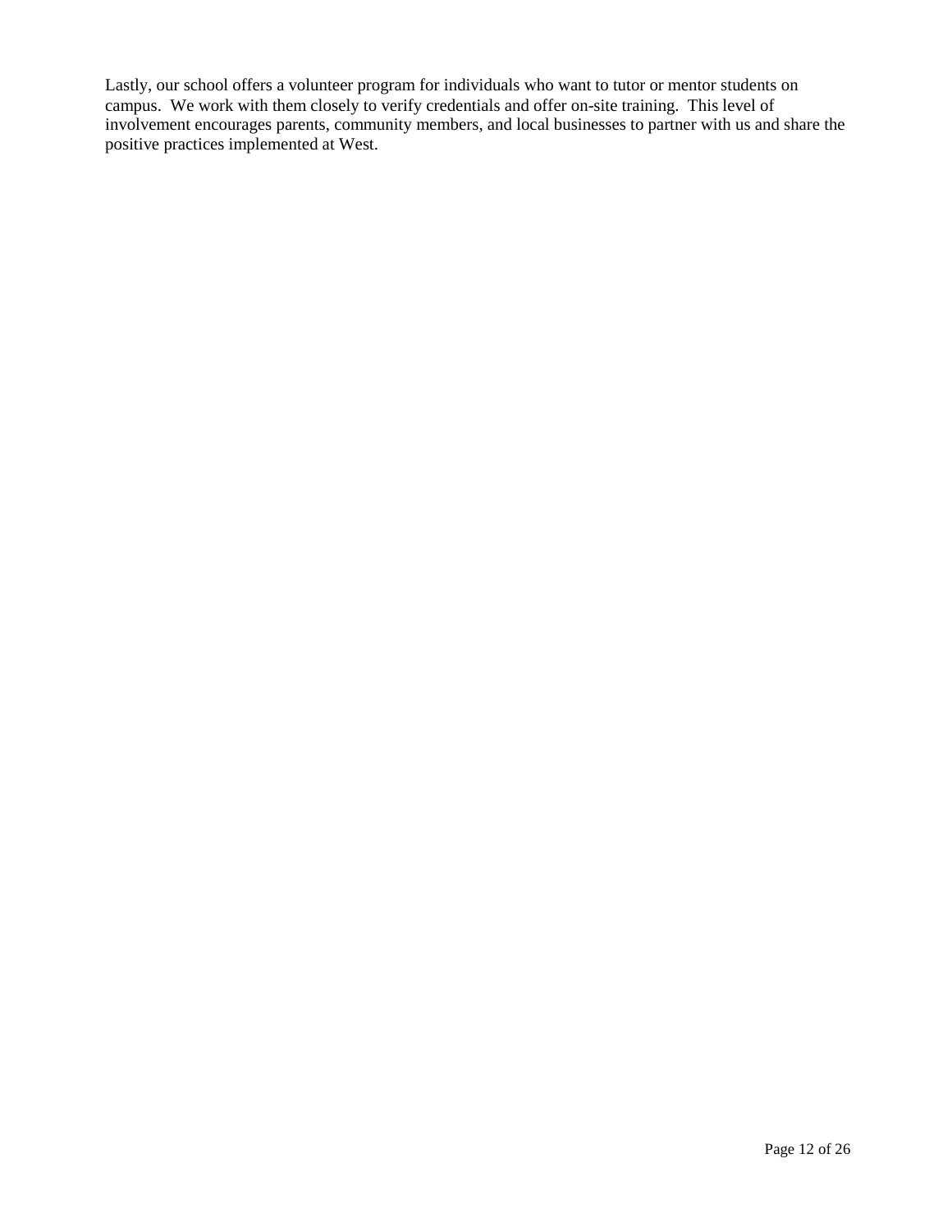Lastly, our school offers a volunteer program for individuals who want to tutor or mentor students on campus. We work with them closely to verify credentials and offer on-site training. This level of involvement encourages parents, community members, and local businesses to partner with us and share the positive practices implemented at West.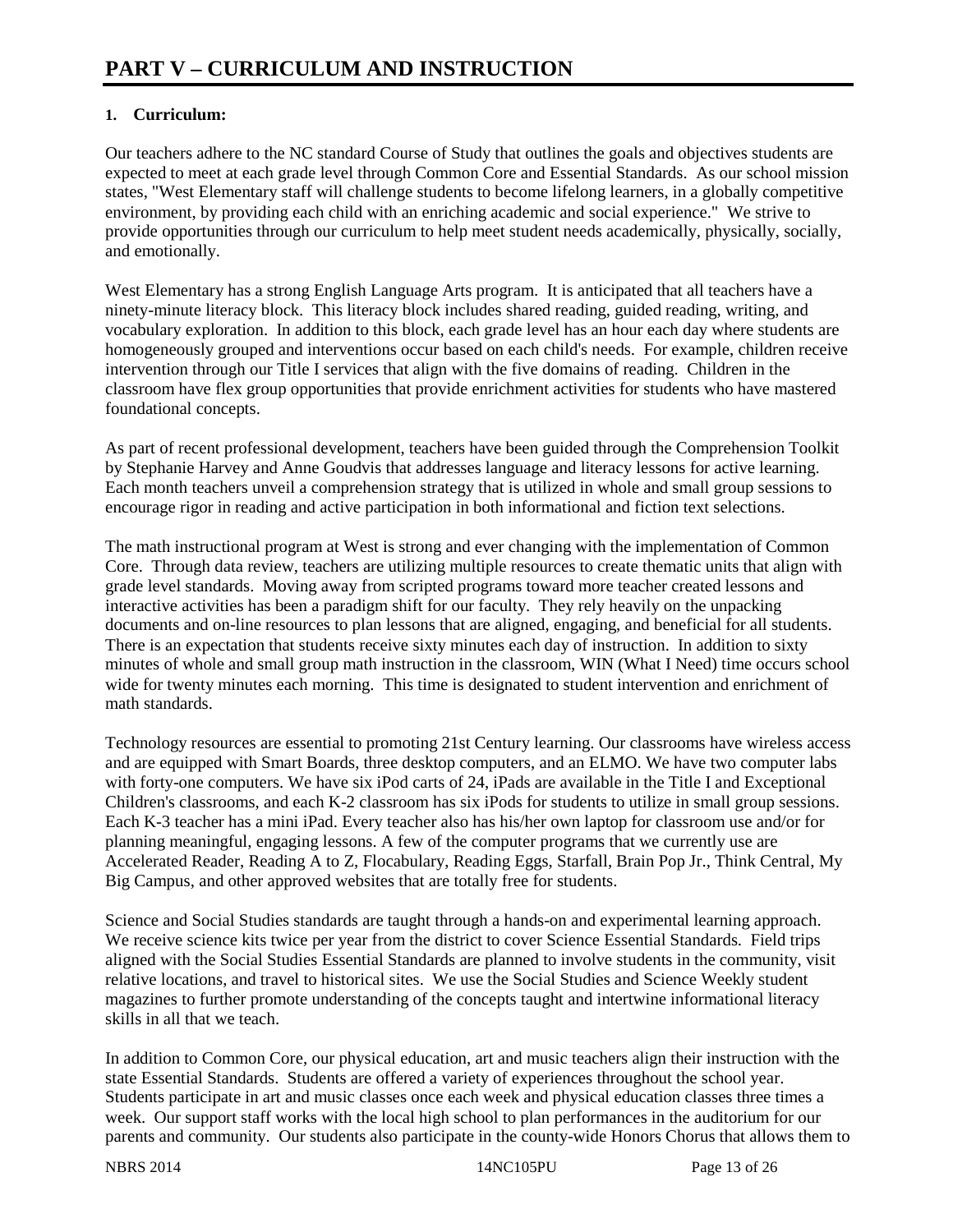# PART V – CURRICULUM AND INSTRUCTION

## 1. Curriculum:

Our teachers adhere to the NC standard Course of Study that outlines the goals and objectives students are expected to meet at each grade level through Common Core and Essential Standards. As our school mission states, "West Elementary staff will challenge students to become lifelong learners, in a globally competitive environment, by providing each child with an enriching academic and social experience." We strive to provide opportunities through our curriculum to help meet student needs academically, physically, socially, and emotionally.

West Elementary has a strong English Language Arts program. It is anticipated that all teachers have a ninety-minute literacy block. This literacy block includes shared reading, guided reading, writing, and vocabulary exploration. In addition to this block, each grade level has an hour each day where students are homogeneously grouped and interventions occur based on each child's needs. For example, children receive intervention through our Title I services that align with the five domains of reading. Children in the classroom have flex group opportunities that provide enrichment activities for students who have mastered foundational concepts.

As part of recent professional development, teachers have been guided through the Comprehension Toolkit by Stephanie Harvey and Anne Goudvis that addresses language and literacy lessons for active learning. Each month teachers unveil a comprehension strategy that is utilized in whole and small group sessions to encourage rigor in reading and active participation in both informational and fiction text selections.

The math instructional program at West is strong and ever changing with the implementation of Common Core. Through data review, teachers are utilizing multiple resources to create thematic units that align with grade level standards. Moving away from scripted programs toward more teacher created lessons and interactive activities has been a paradigm shift for our faculty. They rely heavily on the unpacking documents and on-line resources to plan lessons that are aligned, engaging, and beneficial for all students. There is an expectation that students receive sixty minutes each day of instruction. In addition to sixty minutes of whole and small group math instruction in the classroom, WIN (What I Need) time occurs school wide for twenty minutes each morning. This time is designated to student intervention and enrichment of math standards.

Technology resources are essential to promoting 21st Century learning. Our classrooms have wireless access and are equipped with Smart Boards, three desktop computers, and an ELMO. We have two computer labs with forty-one computers. We have six iPod carts of 24, iPads are available in the Title I and Exceptional Children's classrooms, and each K-2 classroom has six iPods for students to utilize in small group sessions. Each K-3 teacher has a mini iPad. Every teacher also has his/her own laptop for classroom use and/or for planning meaningful, engaging lessons. A few of the computer programs that we currently use are Accelerated Reader, Reading A to Z, Flocabulary, Reading Eggs, Starfall, Brain Pop Jr., Think Central, My Big Campus, and other approved websites that are totally free for students.

Science and Social Studies standards are taught through a hands-on and experimental learning approach. We receive science kits twice per year from the district to cover Science Essential Standards. Field trips aligned with the Social Studies Essential Standards are planned to involve students in the community, visit relative locations, and travel to historical sites. We use the Social Studies and Science Weekly student magazines to further promote understanding of the concepts taught and intertwine informational literacy skills in all that we teach.

In addition to Common Core, our physical education, art and music teachers align their instruction with the state Essential Standards. Students are offered a variety of experiences throughout the school year. Students participate in art and music classes once each week and physical education classes three times a week. Our support staff works with the local high school to plan performances in the auditorium for our parents and community. Our students also participate in the county-wide Honors Chorus that allows them to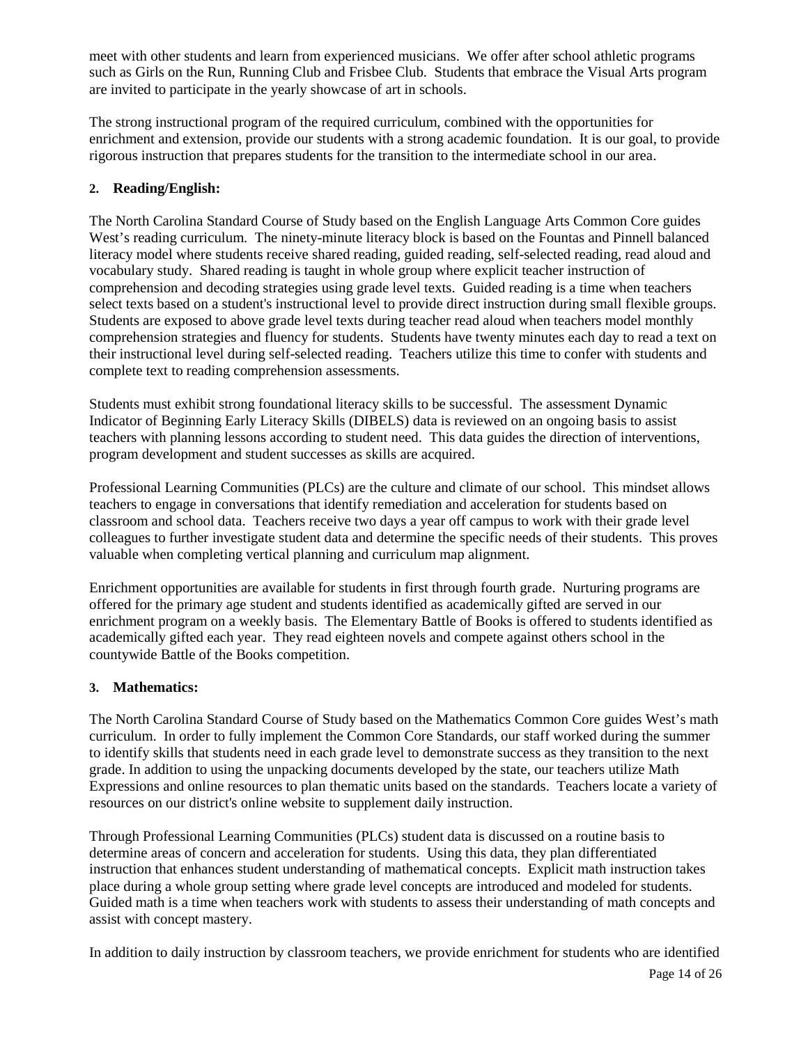meet with other students and learn from experienced musicians. We offer after school athletic programs such as Girls on the Run, Running Club and Frisbee Club. Students that embrace the Visual Arts program are invited to participate in the yearly showcase of art in schools.

The strong instructional program of the required curriculum, combined with the opportunities for enrichment and extension, provide our students with a strong academic foundation. It is our goal, to provide rigorous instruction that prepares students for the transition to the intermediate school in our area.

**2. Reading/English:**

The North Carolina Standard Course of Study based on the English Language Arts Common Core guides West's reading curriculum. The ninety-minute literacy block is based on the Fountas and Pinnell balanced literacy model where students receive shared reading, guided reading, self-selected reading, read aloud and vocabulary study. Shared reading is taught in whole group where explicit teacher instruction of comprehension and decoding strategies using grade level texts. Guided reading is a time when teachers select texts based on a student's instructional level to provide direct instruction during small flexible groups. Students are exposed to above grade level texts during teacher read aloud when teachers model monthly comprehension strategies and fluency for students. Students have twenty minutes each day to read a text on their instructional level during self-selected reading. Teachers utilize this time to confer with students and complete text to reading comprehension assessments.

Students must exhibit strong foundational literacy skills to be successful. The assessment Dynamic Indicator of Beginning Early Literacy Skills (DIBELS) data is reviewed on an ongoing basis to assist teachers with planning lessons according to student need. This data guides the direction of interventions, program development and student successes as skills are acquired.

Professional Learning Communities (PLCs) are the culture and climate of our school. This mindset allows teachers to engage in conversations that identify remediation and acceleration for students based on classroom and school data. Teachers receive two days a year off campus to work with their grade level colleagues to further investigate student data and determine the specific needs of their students. This proves valuable when completing vertical planning and curriculum map alignment.

Enrichment opportunities are available for students in first through fourth grade. Nurturing programs are offered for the primary age student and students identified as academically gifted are served in our enrichment program on a weekly basis. The Elementary Battle of Books is offered to students identified as academically gifted each year. They read eighteen novels and compete against others school in the countywide Battle of the Books competition.

**3. Mathematics:**

The North Carolina Standard Course of Study based on the Mathematics Common Core guides West's math curriculum. In order to fully implement the Common Core Standards, our staff worked during the summer to identify skills that students need in each grade level to demonstrate success as they transition to the next grade. In addition to using the unpacking documents developed by the state, our teachers utilize Math Expressions and online resources to plan thematic units based on the standards. Teachers locate a variety of resources on our district's online website to supplement daily instruction.

Through Professional Learning Communities (PLCs) student data is discussed on a routine basis to determine areas of concern and acceleration for students. Using this data, they plan differentiated instruction that enhances student understanding of mathematical concepts. Explicit math instruction takes place during a whole group setting where grade level concepts are introduced and modeled for students. Guided math is a time when teachers work with students to assess their understanding of math concepts and assist with concept mastery.

In addition to daily instruction by classroom teachers, we provide enrichment for students who are identified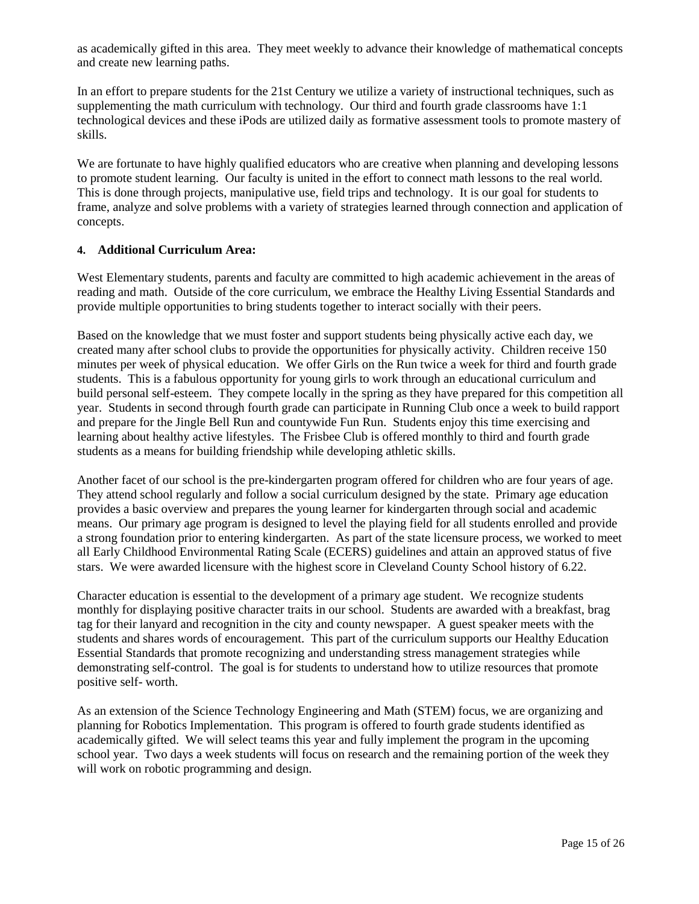as academically gifted in this area. They meet weekly to advance their knowledge of mathematical concepts and create new learning paths.

In an effort to prepare students for the 21st Century we utilize a variety of instructional techniques, such as supplementing the math curriculum with technology. Our third and fourth grade classrooms have 1:1 technological devices and these iPods are utilized daily as formative assessment tools to promote mastery of skills.

We are fortunate to have highly qualified educators who are creative when planning and developing lessons to promote student learning. Our faculty is united in the effort to connect math lessons to the real world. This is done through projects, manipulative use, field trips and technology. It is our goal for students to frame, analyze and solve problems with a variety of strategies learned through connection and application of concepts.

**4. Additional Curriculum Area:**

West Elementary students, parents and faculty are committed to high academic achievement in the areas of reading and math. Outside of the core curriculum, we embrace the Healthy Living Essential Standards and provide multiple opportunities to bring students together to interact socially with their peers.

Based on the knowledge that we must foster and support students being physically active each day, we created many after school clubs to provide the opportunities for physically activity. Children receive 150 minutes per week of physical education. We offer Girls on the Run twice a week for third and fourth grade students. This is a fabulous opportunity for young girls to work through an educational curriculum and build personal self-esteem. They compete locally in the spring as they have prepared for this competition all year. Students in second through fourth grade can participate in Running Club once a week to build rapport and prepare for the Jingle Bell Run and countywide Fun Run. Students enjoy this time exercising and learning about healthy active lifestyles. The Frisbee Club is offered monthly to third and fourth grade students as a means for building friendship while developing athletic skills.

Another facet of our school is the pre-kindergarten program offered for children who are four years of age. They attend school regularly and follow a social curriculum designed by the state. Primary age education provides a basic overview and prepares the young learner for kindergarten through social and academic means. Our primary age program is designed to level the playing field for all students enrolled and provide a strong foundation prior to entering kindergarten. As part of the state licensure process, we worked to meet all Early Childhood Environmental Rating Scale (ECERS) guidelines and attain an approved status of five stars. We were awarded licensure with the highest score in Cleveland County School history of 6.22.

Character education is essential to the development of a primary age student. We recognize students monthly for displaying positive character traits in our school. Students are awarded with a breakfast, brag tag for their lanyard and recognition in the city and county newspaper. A guest speaker meets with the students and shares words of encouragement. This part of the curriculum supports our Healthy Education Essential Standards that promote recognizing and understanding stress management strategies while demonstrating self-control. The goal is for students to understand how to utilize resources that promote positive self- worth.

As an extension of the Science Technology Engineering and Math (STEM) focus, we are organizing and planning for Robotics Implementation. This program is offered to fourth grade students identified as academically gifted. We will select teams this year and fully implement the program in the upcoming school year. Two days a week students will focus on research and the remaining portion of the week they will work on robotic programming and design.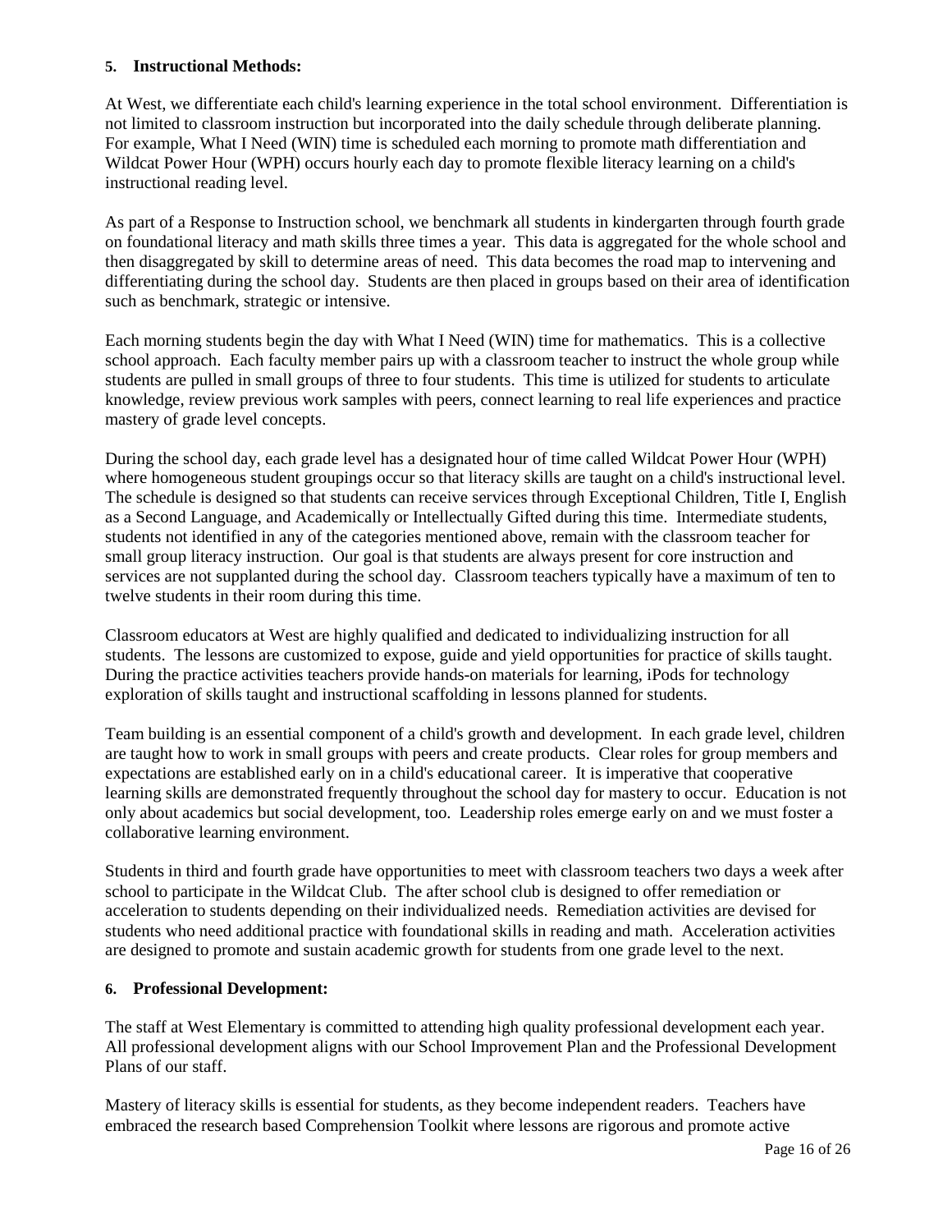**5. Instructional Methods:**

At West, we differentiate each child's learning experience in the total school environment. Differentiation is not limited to classroom instruction but incorporated into the daily schedule through deliberate planning. For example, What I Need (WIN) time is scheduled each morning to promote math differentiation and Wildcat Power Hour (WPH) occurs hourly each day to promote flexible literacy learning on a child's instructional reading level.

As part of a Response to Instruction school, we benchmark all students in kindergarten through fourth grade on foundational literacy and math skills three times a year. This data is aggregated for the whole school and then disaggregated by skill to determine areas of need. This data becomes the road map to intervening and differentiating during the school day. Students are then placed in groups based on their area of identification such as benchmark, strategic or intensive.

Each morning students begin the day with What I Need (WIN) time for mathematics. This is a collective school approach. Each faculty member pairs up with a classroom teacher to instruct the whole group while students are pulled in small groups of three to four students. This time is utilized for students to articulate knowledge, review previous work samples with peers, connect learning to real life experiences and practice mastery of grade level concepts.

During the school day, each grade level has a designated hour of time called Wildcat Power Hour (WPH) where homogeneous student groupings occur so that literacy skills are taught on a child's instructional level. The schedule is designed so that students can receive services through Exceptional Children, Title I, English as a Second Language, and Academically or Intellectually Gifted during this time. Intermediate students, students not identified in any of the categories mentioned above, remain with the classroom teacher for small group literacy instruction. Our goal is that students are always present for core instruction and services are not supplanted during the school day. Classroom teachers typically have a maximum of ten to twelve students in their room during this time.

Classroom educators at West are highly qualified and dedicated to individualizing instruction for all students. The lessons are customized to expose, guide and yield opportunities for practice of skills taught. During the practice activities teachers provide hands-on materials for learning, iPods for technology exploration of skills taught and instructional scaffolding in lessons planned for students.

Team building is an essential component of a child's growth and development. In each grade level, children are taught how to work in small groups with peers and create products. Clear roles for group members and expectations are established early on in a child's educational career. It is imperative that cooperative learning skills are demonstrated frequently throughout the school day for mastery to occur. Education is not only about academics but social development, too. Leadership roles emerge early on and we must foster a collaborative learning environment.

Students in third and fourth grade have opportunities to meet with classroom teachers two days a week after school to participate in the Wildcat Club. The after school club is designed to offer remediation or acceleration to students depending on their individualized needs. Remediation activities are devised for students who need additional practice with foundational skills in reading and math. Acceleration activities are designed to promote and sustain academic growth for students from one grade level to the next.

**6. Professional Development:**

The staff at West Elementary is committed to attending high quality professional development each year. All professional development aligns with our School Improvement Plan and the Professional Development Plans of our staff.

Mastery of literacy skills is essential for students, as they become independent readers. Teachers have embraced the research based Comprehension Toolkit where lessons are rigorous and promote active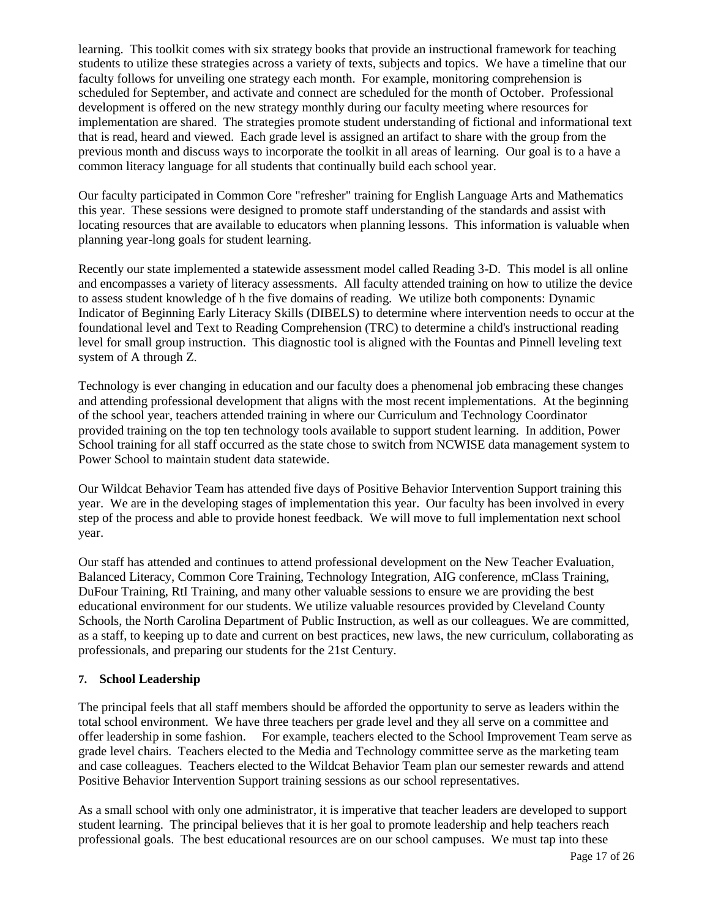learning. This toolkit comes with six strategy books that provide an instructional framework for teaching students to utilize these strategies across a variety of texts, subjects and topics. We have a timeline that our faculty follows for unveiling one strategy each month. For example, monitoring comprehension is scheduled for September, and activate and connect are scheduled for the month of October. Professional development is offered on the new strategy monthly during our faculty meeting where resources for implementation are shared. The strategies promote student understanding of fictional and informational text that is read, heard and viewed. Each grade level is assigned an artifact to share with the group from the previous month and discuss ways to incorporate the toolkit in all areas of learning. Our goal is to a have a common literacy language for all students that continually build each school year.

Our faculty participated in Common Core "refresher" training for English Language Arts and Mathematics this year. These sessions were designed to promote staff understanding of the standards and assist with locating resources that are available to educators when planning lessons. This information is valuable when planning year-long goals for student learning.

Recently our state implemented a statewide assessment model called Reading 3-D. This model is all online and encompasses a variety of literacy assessments. All faculty attended training on how to utilize the device to assess student knowledge of h the five domains of reading. We utilize both components: Dynamic Indicator of Beginning Early Literacy Skills (DIBELS) to determine where intervention needs to occur at the foundational level and Text to Reading Comprehension (TRC) to determine a child's instructional reading level for small group instruction. This diagnostic tool is aligned with the Fountas and Pinnell leveling text system of A through Z.

Technology is ever changing in education and our faculty does a phenomenal job embracing these changes and attending professional development that aligns with the most recent implementations. At the beginning of the school year, teachers attended training in where our Curriculum and Technology Coordinator provided training on the top ten technology tools available to support student learning. In addition, Power School training for all staff occurred as the state chose to switch from NCWISE data management system to Power School to maintain student data statewide.

Our Wildcat Behavior Team has attended five days of Positive Behavior Intervention Support training this year. We are in the developing stages of implementation this year. Our faculty has been involved in every step of the process and able to provide honest feedback. We will move to full implementation next school year.

Our staff has attended and continues to attend professional development on the New Teacher Evaluation, Balanced Literacy, Common Core Training, Technology Integration, AIG conference, mClass Training, DuFour Training, RtI Training, and many other valuable sessions to ensure we are providing the best educational environment for our students. We utilize valuable resources provided by Cleveland County Schools, the North Carolina Department of Public Instruction, as well as our colleagues. We are committed, as a staff, to keeping up to date and current on best practices, new laws, the new curriculum, collaborating as professionals, and preparing our students for the 21st Century.

**7. School Leadership**

The principal feels that all staff members should be afforded the opportunity to serve as leaders within the total school environment. We have three teachers per grade level and they all serve on a committee and offer leadership in some fashion. For example, teachers elected to the School Improvement Team serve as grade level chairs. Teachers elected to the Media and Technology committee serve as the marketing team and case colleagues. Teachers elected to the Wildcat Behavior Team plan our semester rewards and attend Positive Behavior Intervention Support training sessions as our school representatives.

As a small school with only one administrator, it is imperative that teacher leaders are developed to support student learning. The principal believes that it is her goal to promote leadership and help teachers reach professional goals. The best educational resources are on our school campuses. We must tap into these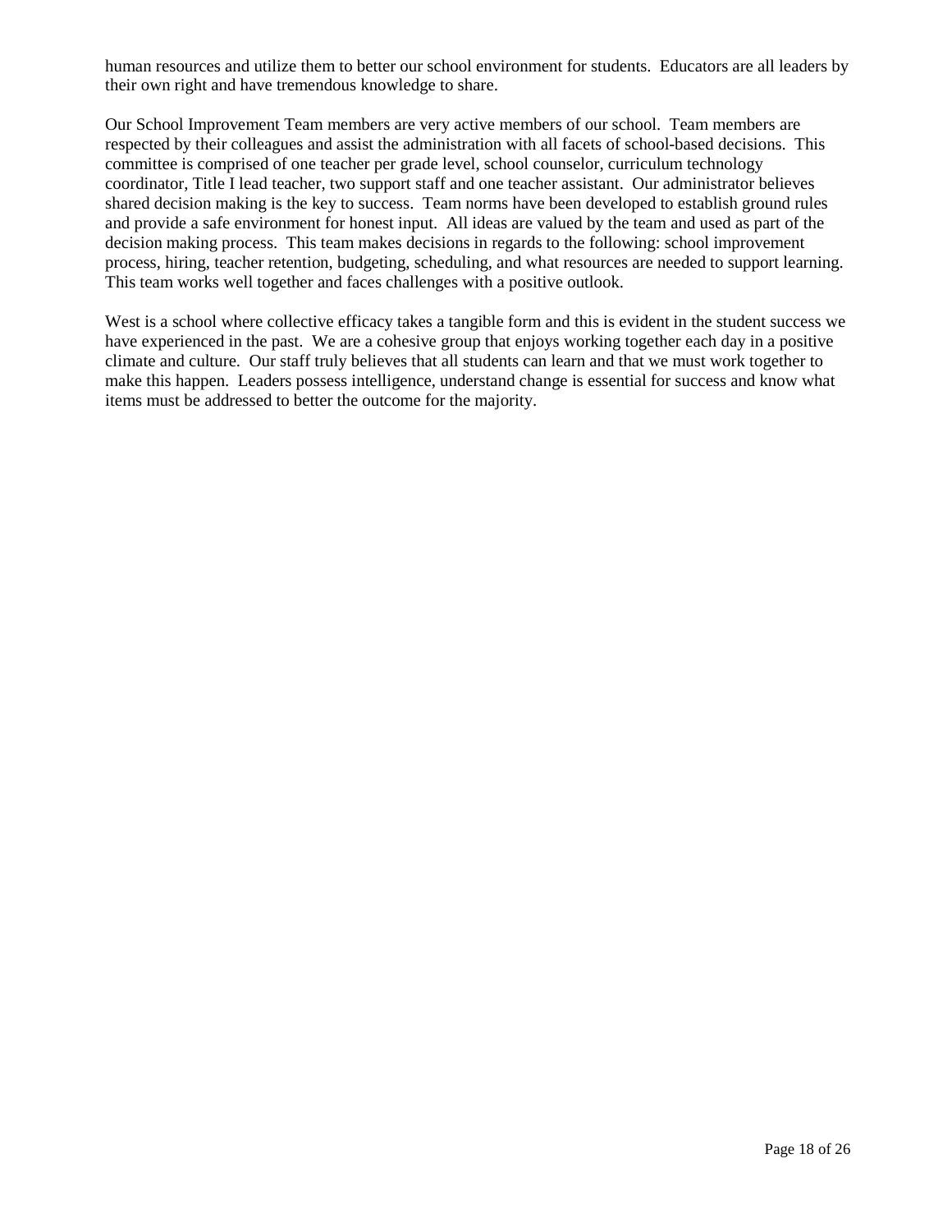human resources and utilize them to better our school environment for students. Educators are all leaders by their own right and have tremendous knowledge to share.

Our School Improvement Team members are very active members of our school. Team members are respected by their colleagues and assist the administration with all facets of school-based decisions. This committee is comprised of one teacher per grade level, school counselor, curriculum technology coordinator, Title I lead teacher, two support staff and one teacher assistant. Our administrator believes shared decision making is the key to success. Team norms have been developed to establish ground rules and provide a safe environment for honest input. All ideas are valued by the team and used as part of the decision making process. This team makes decisions in regards to the following: school improvement process, hiring, teacher retention, budgeting, scheduling, and what resources are needed to support learning. This team works well together and faces challenges with a positive outlook.

West is a school where collective efficacy takes a tangible form and this is evident in the student success we have experienced in the past. We are a cohesive group that enjoys working together each day in a positive climate and culture. Our staff truly believes that all students can learn and that we must work together to make this happen. Leaders possess intelligence, understand change is essential for success and know what items must be addressed to better the outcome for the majority.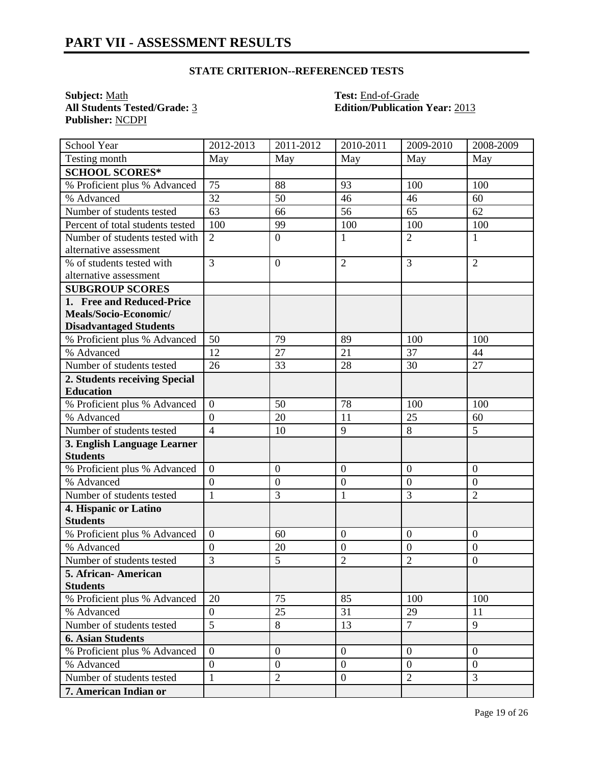# PART VII - ASSESSMENT RESULTS

**STATE CRITERION--REFERENCED TESTS**

**Subject:** Math
**All Students Tested/Grade:** 3
**Publisher:** NCDPI

**Test:** End-of-Grade
**Edition/Publication Year:** 2013

| School Year | 2012-2013 | 2011-2012 | 2010-2011 | 2009-2010 | 2008-2009 |
|---|---|---|---|---|---|
| Testing month | May | May | May | May | May |
| **SCHOOL SCORES*** | | | | | |
| % Proficient plus % Advanced | 75 | 88 | 93 | 100 | 100 |
| % Advanced | 32 | 50 | 46 | 46 | 60 |
| Number of students tested | 63 | 66 | 56 | 65 | 62 |
| Percent of total students tested | 100 | 99 | 100 | 100 | 100 |
| Number of students tested with alternative assessment | 2 | 0 | 1 | 2 | 1 |
| % of students tested with alternative assessment | 3 | 0 | 2 | 3 | 2 |
| **SUBGROUP SCORES** | | | | | |
| **1. Free and Reduced-Price Meals/Socio-Economic/ Disadvantaged Students** | | | | | |
| % Proficient plus % Advanced | 50 | 79 | 89 | 100 | 100 |
| % Advanced | 12 | 27 | 21 | 37 | 44 |
| Number of students tested | 26 | 33 | 28 | 30 | 27 |
| **2. Students receiving Special Education** | | | | | |
| % Proficient plus % Advanced | 0 | 50 | 78 | 100 | 100 |
| % Advanced | 0 | 20 | 11 | 25 | 60 |
| Number of students tested | 4 | 10 | 9 | 8 | 5 |
| **3. English Language Learner Students** | | | | | |
| % Proficient plus % Advanced | 0 | 0 | 0 | 0 | 0 |
| % Advanced | 0 | 0 | 0 | 0 | 0 |
| Number of students tested | 1 | 3 | 1 | 3 | 2 |
| **4. Hispanic or Latino Students** | | | | | |
| % Proficient plus % Advanced | 0 | 60 | 0 | 0 | 0 |
| % Advanced | 0 | 20 | 0 | 0 | 0 |
| Number of students tested | 3 | 5 | 2 | 2 | 0 |
| **5. African- American Students** | | | | | |
| % Proficient plus % Advanced | 20 | 75 | 85 | 100 | 100 |
| % Advanced | 0 | 25 | 31 | 29 | 11 |
| Number of students tested | 5 | 8 | 13 | 7 | 9 |
| **6. Asian Students** | | | | | |
| % Proficient plus % Advanced | 0 | 0 | 0 | 0 | 0 |
| % Advanced | 0 | 0 | 0 | 0 | 0 |
| Number of students tested | 1 | 2 | 0 | 2 | 3 |
| **7. American Indian or** | | | | | |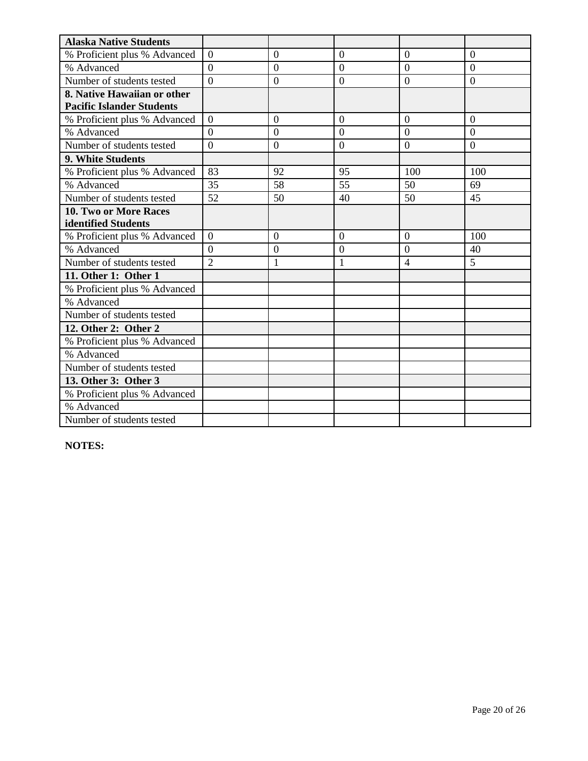| Alaska Native Students | | | | | |
|---|---|---|---|---|---|
| % Proficient plus % Advanced | 0 | 0 | 0 | 0 | 0 |
| % Advanced | 0 | 0 | 0 | 0 | 0 |
| Number of students tested | 0 | 0 | 0 | 0 | 0 |
| **8. Native Hawaiian or other Pacific Islander Students** | | | | | |
| % Proficient plus % Advanced | 0 | 0 | 0 | 0 | 0 |
| % Advanced | 0 | 0 | 0 | 0 | 0 |
| Number of students tested | 0 | 0 | 0 | 0 | 0 |
| **9. White Students** | | | | | |
| % Proficient plus % Advanced | 83 | 92 | 95 | 100 | 100 |
| % Advanced | 35 | 58 | 55 | 50 | 69 |
| Number of students tested | 52 | 50 | 40 | 50 | 45 |
| **10. Two or More Races identified Students** | | | | | |
| % Proficient plus % Advanced | 0 | 0 | 0 | 0 | 100 |
| % Advanced | 0 | 0 | 0 | 0 | 40 |
| Number of students tested | 2 | 1 | 1 | 4 | 5 |
| **11. Other 1: Other 1** | | | | | |
| % Proficient plus % Advanced | | | | | |
| % Advanced | | | | | |
| Number of students tested | | | | | |
| **12. Other 2: Other 2** | | | | | |
| % Proficient plus % Advanced | | | | | |
| % Advanced | | | | | |
| Number of students tested | | | | | |
| **13. Other 3: Other 3** | | | | | |
| % Proficient plus % Advanced | | | | | |
| % Advanced | | | | | |
| Number of students tested | | | | | |

**NOTES:**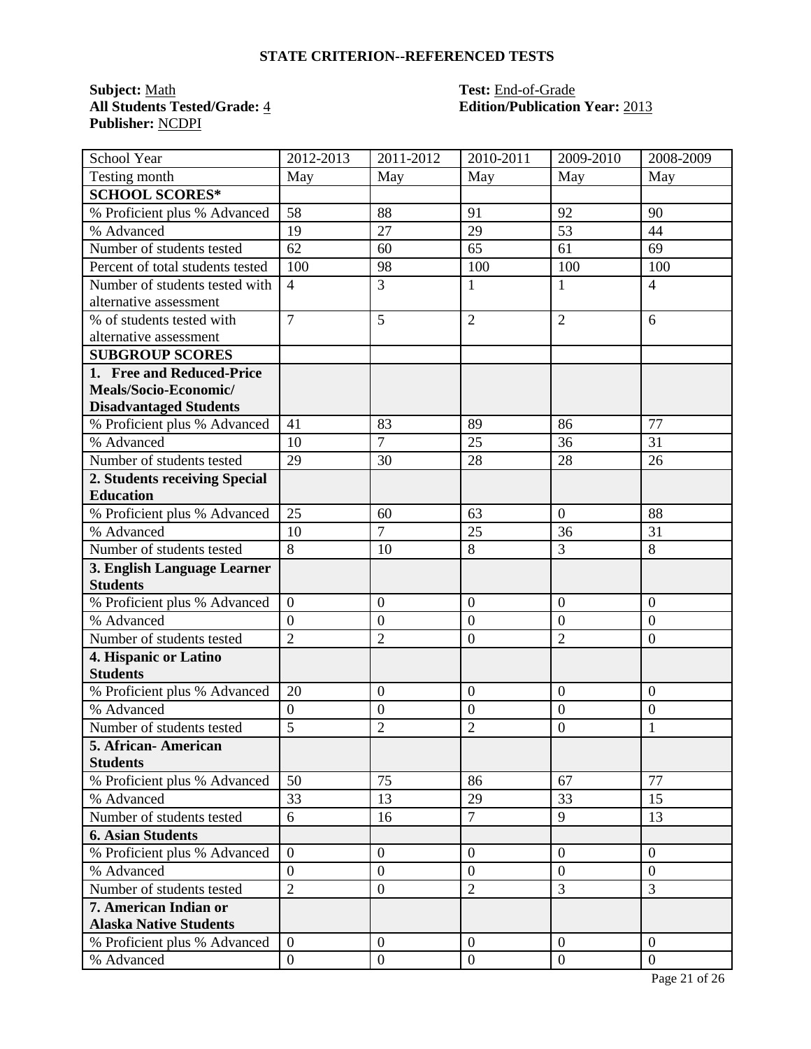## STATE CRITERION--REFERENCED TESTS

**Subject:** Math
**All Students Tested/Grade:** 4
**Publisher:** NCDPI

**Test:** End-of-Grade
**Edition/Publication Year:** 2013

| School Year | 2012-2013 | 2011-2012 | 2010-2011 | 2009-2010 | 2008-2009 |
|---|---|---|---|---|---|
| Testing month | May | May | May | May | May |
| **SCHOOL SCORES*** | | | | | |
| % Proficient plus % Advanced | 58 | 88 | 91 | 92 | 90 |
| % Advanced | 19 | 27 | 29 | 53 | 44 |
| Number of students tested | 62 | 60 | 65 | 61 | 69 |
| Percent of total students tested | 100 | 98 | 100 | 100 | 100 |
| Number of students tested with alternative assessment | 4 | 3 | 1 | 1 | 4 |
| % of students tested with alternative assessment | 7 | 5 | 2 | 2 | 6 |
| **SUBGROUP SCORES** | | | | | |
| **1. Free and Reduced-Price Meals/Socio-Economic/ Disadvantaged Students** | | | | | |
| % Proficient plus % Advanced | 41 | 83 | 89 | 86 | 77 |
| % Advanced | 10 | 7 | 25 | 36 | 31 |
| Number of students tested | 29 | 30 | 28 | 28 | 26 |
| **2. Students receiving Special Education** | | | | | |
| % Proficient plus % Advanced | 25 | 60 | 63 | 0 | 88 |
| % Advanced | 10 | 7 | 25 | 36 | 31 |
| Number of students tested | 8 | 10 | 8 | 3 | 8 |
| **3. English Language Learner Students** | | | | | |
| % Proficient plus % Advanced | 0 | 0 | 0 | 0 | 0 |
| % Advanced | 0 | 0 | 0 | 0 | 0 |
| Number of students tested | 2 | 2 | 0 | 2 | 0 |
| **4. Hispanic or Latino Students** | | | | | |
| % Proficient plus % Advanced | 20 | 0 | 0 | 0 | 0 |
| % Advanced | 0 | 0 | 0 | 0 | 0 |
| Number of students tested | 5 | 2 | 2 | 0 | 1 |
| **5. African- American Students** | | | | | |
| % Proficient plus % Advanced | 50 | 75 | 86 | 67 | 77 |
| % Advanced | 33 | 13 | 29 | 33 | 15 |
| Number of students tested | 6 | 16 | 7 | 9 | 13 |
| **6. Asian Students** | | | | | |
| % Proficient plus % Advanced | 0 | 0 | 0 | 0 | 0 |
| % Advanced | 0 | 0 | 0 | 0 | 0 |
| Number of students tested | 2 | 0 | 2 | 3 | 3 |
| **7. American Indian or Alaska Native Students** | | | | | |
| % Proficient plus % Advanced | 0 | 0 | 0 | 0 | 0 |
| % Advanced | 0 | 0 | 0 | 0 | 0 |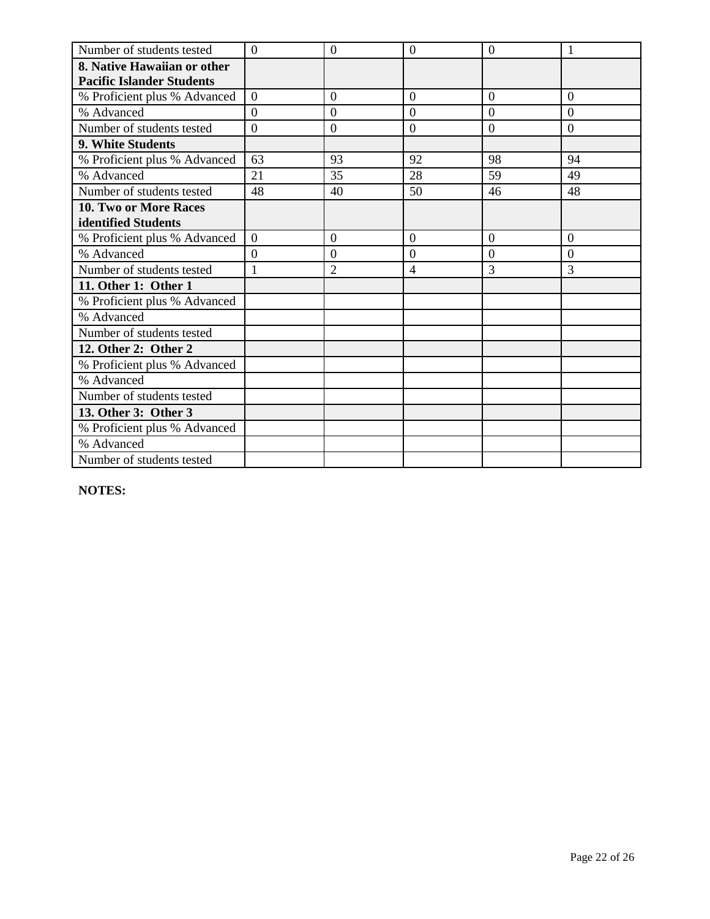| Number of students tested | 0 | 0 | 0 | 0 | 1 |
|---|---|---|---|---|---|
| **8. Native Hawaiian or other Pacific Islander Students** | | | | | |
| % Proficient plus % Advanced | 0 | 0 | 0 | 0 | 0 |
| % Advanced | 0 | 0 | 0 | 0 | 0 |
| Number of students tested | 0 | 0 | 0 | 0 | 0 |
| **9. White Students** | | | | | |
| % Proficient plus % Advanced | 63 | 93 | 92 | 98 | 94 |
| % Advanced | 21 | 35 | 28 | 59 | 49 |
| Number of students tested | 48 | 40 | 50 | 46 | 48 |
| **10. Two or More Races identified Students** | | | | | |
| % Proficient plus % Advanced | 0 | 0 | 0 | 0 | 0 |
| % Advanced | 0 | 0 | 0 | 0 | 0 |
| Number of students tested | 1 | 2 | 4 | 3 | 3 |
| **11. Other 1: Other 1** | | | | | |
| % Proficient plus % Advanced | | | | | |
| % Advanced | | | | | |
| Number of students tested | | | | | |
| **12. Other 2: Other 2** | | | | | |
| % Proficient plus % Advanced | | | | | |
| % Advanced | | | | | |
| Number of students tested | | | | | |
| **13. Other 3: Other 3** | | | | | |
| % Proficient plus % Advanced | | | | | |
| % Advanced | | | | | |
| Number of students tested | | | | | |

**NOTES:**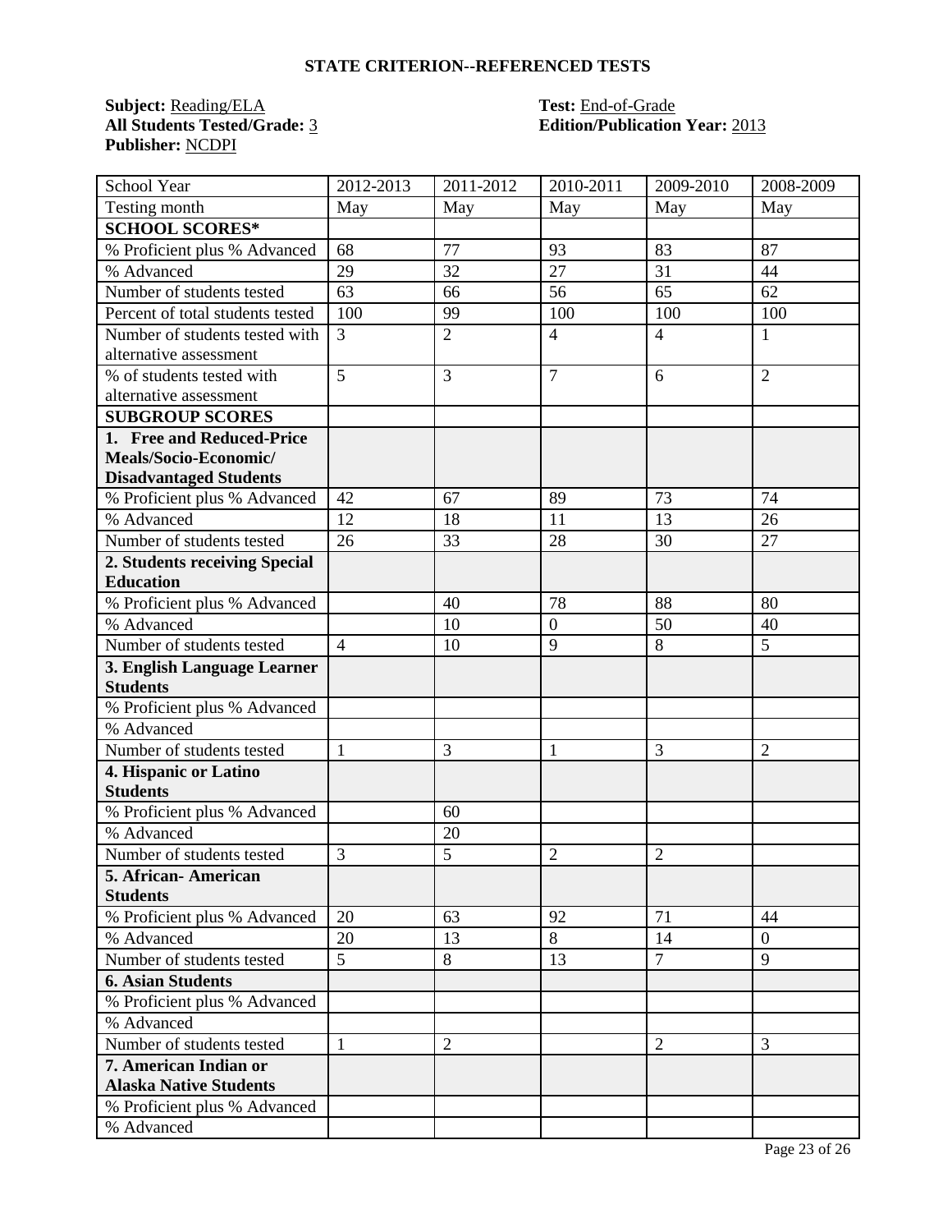## STATE CRITERION--REFERENCED TESTS

**Subject:** Reading/ELA
**All Students Tested/Grade:** 3
**Publisher:** NCDPI

**Test:** End-of-Grade
**Edition/Publication Year:** 2013

| School Year | 2012-2013 | 2011-2012 | 2010-2011 | 2009-2010 | 2008-2009 |
|---|---|---|---|---|---|
| Testing month | May | May | May | May | May |
| **SCHOOL SCORES*** | | | | | |
| % Proficient plus % Advanced | 68 | 77 | 93 | 83 | 87 |
| % Advanced | 29 | 32 | 27 | 31 | 44 |
| Number of students tested | 63 | 66 | 56 | 65 | 62 |
| Percent of total students tested | 100 | 99 | 100 | 100 | 100 |
| Number of students tested with alternative assessment | 3 | 2 | 4 | 4 | 1 |
| % of students tested with alternative assessment | 5 | 3 | 7 | 6 | 2 |
| **SUBGROUP SCORES** | | | | | |
| **1. Free and Reduced-Price Meals/Socio-Economic/ Disadvantaged Students** | | | | | |
| % Proficient plus % Advanced | 42 | 67 | 89 | 73 | 74 |
| % Advanced | 12 | 18 | 11 | 13 | 26 |
| Number of students tested | 26 | 33 | 28 | 30 | 27 |
| **2. Students receiving Special Education** | | | | | |
| % Proficient plus % Advanced | | 40 | 78 | 88 | 80 |
| % Advanced | | 10 | 0 | 50 | 40 |
| Number of students tested | 4 | 10 | 9 | 8 | 5 |
| **3. English Language Learner Students** | | | | | |
| % Proficient plus % Advanced | | | | | |
| % Advanced | | | | | |
| Number of students tested | 1 | 3 | 1 | 3 | 2 |
| **4. Hispanic or Latino Students** | | | | | |
| % Proficient plus % Advanced | | 60 | | | |
| % Advanced | | 20 | | | |
| Number of students tested | 3 | 5 | 2 | 2 | |
| **5. African- American Students** | | | | | |
| % Proficient plus % Advanced | 20 | 63 | 92 | 71 | 44 |
| % Advanced | 20 | 13 | 8 | 14 | 0 |
| Number of students tested | 5 | 8 | 13 | 7 | 9 |
| **6. Asian Students** | | | | | |
| % Proficient plus % Advanced | | | | | |
| % Advanced | | | | | |
| Number of students tested | 1 | 2 | | 2 | 3 |
| **7. American Indian or Alaska Native Students** | | | | | |
| % Proficient plus % Advanced | | | | | |
| % Advanced | | | | | |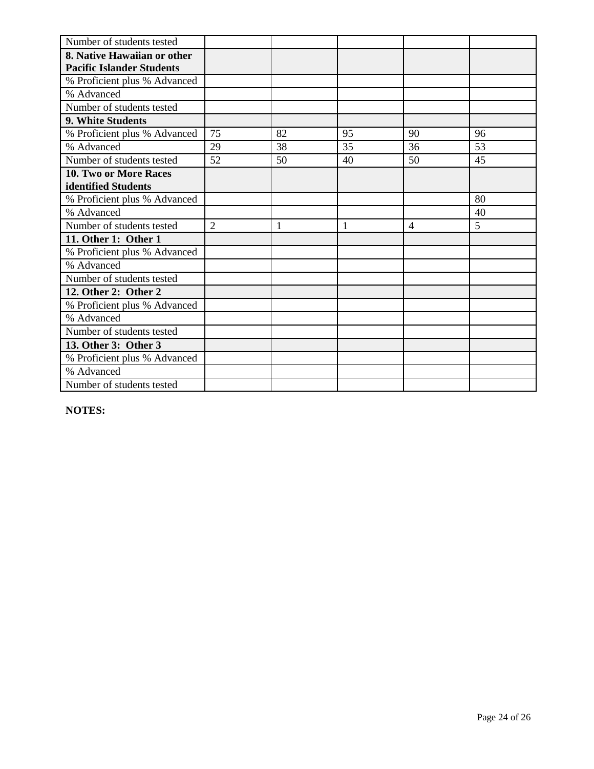| Number of students tested | | | | | |
|---|---|---|---|---|---|
| **8. Native Hawaiian or other Pacific Islander Students** | | | | | |
| % Proficient plus % Advanced | | | | | |
| % Advanced | | | | | |
| Number of students tested | | | | | |
| **9. White Students** | | | | | |
| % Proficient plus % Advanced | 75 | 82 | 95 | 90 | 96 |
| % Advanced | 29 | 38 | 35 | 36 | 53 |
| Number of students tested | 52 | 50 | 40 | 50 | 45 |
| **10. Two or More Races identified Students** | | | | | |
| % Proficient plus % Advanced | | | | | 80 |
| % Advanced | | | | | 40 |
| Number of students tested | 2 | 1 | 1 | 4 | 5 |
| **11. Other 1: Other 1** | | | | | |
| % Proficient plus % Advanced | | | | | |
| % Advanced | | | | | |
| Number of students tested | | | | | |
| **12. Other 2: Other 2** | | | | | |
| % Proficient plus % Advanced | | | | | |
| % Advanced | | | | | |
| Number of students tested | | | | | |
| **13. Other 3: Other 3** | | | | | |
| % Proficient plus % Advanced | | | | | |
| % Advanced | | | | | |
| Number of students tested | | | | | |

**NOTES:**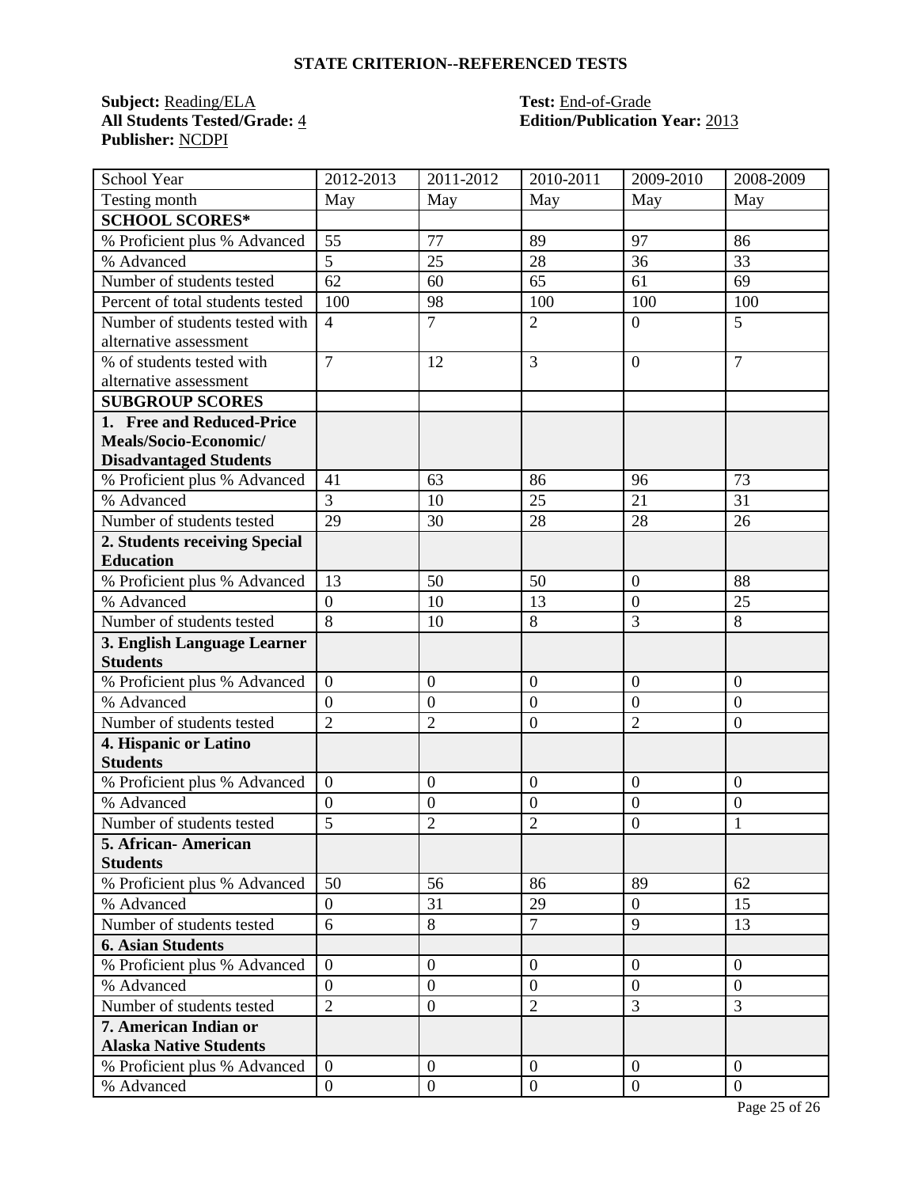## STATE CRITERION--REFERENCED TESTS

**Subject:** Reading/ELA
**All Students Tested/Grade:** 4
**Publisher:** NCDPI

**Test:** End-of-Grade
**Edition/Publication Year:** 2013

| School Year | 2012-2013 | 2011-2012 | 2010-2011 | 2009-2010 | 2008-2009 |
|---|---|---|---|---|---|
| Testing month | May | May | May | May | May |
| **SCHOOL SCORES*** | | | | | |
| % Proficient plus % Advanced | 55 | 77 | 89 | 97 | 86 |
| % Advanced | 5 | 25 | 28 | 36 | 33 |
| Number of students tested | 62 | 60 | 65 | 61 | 69 |
| Percent of total students tested | 100 | 98 | 100 | 100 | 100 |
| Number of students tested with alternative assessment | 4 | 7 | 2 | 0 | 5 |
| % of students tested with alternative assessment | 7 | 12 | 3 | 0 | 7 |
| **SUBGROUP SCORES** | | | | | |
| **1. Free and Reduced-Price Meals/Socio-Economic/ Disadvantaged Students** | | | | | |
| % Proficient plus % Advanced | 41 | 63 | 86 | 96 | 73 |
| % Advanced | 3 | 10 | 25 | 21 | 31 |
| Number of students tested | 29 | 30 | 28 | 28 | 26 |
| **2. Students receiving Special Education** | | | | | |
| % Proficient plus % Advanced | 13 | 50 | 50 | 0 | 88 |
| % Advanced | 0 | 10 | 13 | 0 | 25 |
| Number of students tested | 8 | 10 | 8 | 3 | 8 |
| **3. English Language Learner Students** | | | | | |
| % Proficient plus % Advanced | 0 | 0 | 0 | 0 | 0 |
| % Advanced | 0 | 0 | 0 | 0 | 0 |
| Number of students tested | 2 | 2 | 0 | 2 | 0 |
| **4. Hispanic or Latino Students** | | | | | |
| % Proficient plus % Advanced | 0 | 0 | 0 | 0 | 0 |
| % Advanced | 0 | 0 | 0 | 0 | 0 |
| Number of students tested | 5 | 2 | 2 | 0 | 1 |
| **5. African- American Students** | | | | | |
| % Proficient plus % Advanced | 50 | 56 | 86 | 89 | 62 |
| % Advanced | 0 | 31 | 29 | 0 | 15 |
| Number of students tested | 6 | 8 | 7 | 9 | 13 |
| **6. Asian Students** | | | | | |
| % Proficient plus % Advanced | 0 | 0 | 0 | 0 | 0 |
| % Advanced | 0 | 0 | 0 | 0 | 0 |
| Number of students tested | 2 | 0 | 2 | 3 | 3 |
| **7. American Indian or Alaska Native Students** | | | | | |
| % Proficient plus % Advanced | 0 | 0 | 0 | 0 | 0 |
| % Advanced | 0 | 0 | 0 | 0 | 0 |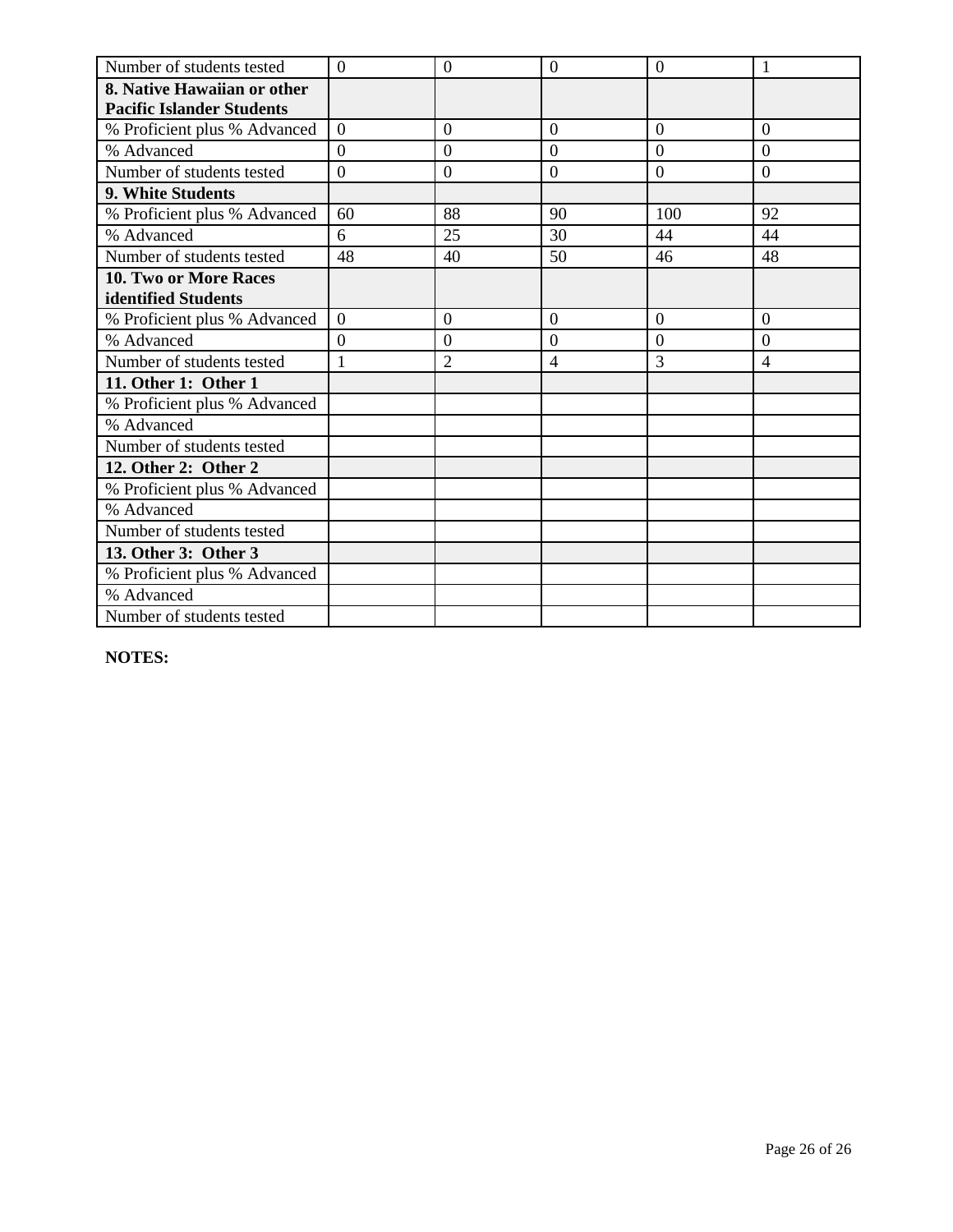| | | | | | |
|---|---|---|---|---|---|
| Number of students tested | 0 | 0 | 0 | 0 | 1 |
| **8. Native Hawaiian or other Pacific Islander Students** | | | | | |
| % Proficient plus % Advanced | 0 | 0 | 0 | 0 | 0 |
| % Advanced | 0 | 0 | 0 | 0 | 0 |
| Number of students tested | 0 | 0 | 0 | 0 | 0 |
| **9. White Students** | | | | | |
| % Proficient plus % Advanced | 60 | 88 | 90 | 100 | 92 |
| % Advanced | 6 | 25 | 30 | 44 | 44 |
| Number of students tested | 48 | 40 | 50 | 46 | 48 |
| **10. Two or More Races identified Students** | | | | | |
| % Proficient plus % Advanced | 0 | 0 | 0 | 0 | 0 |
| % Advanced | 0 | 0 | 0 | 0 | 0 |
| Number of students tested | 1 | 2 | 4 | 3 | 4 |
| **11. Other 1: Other 1** | | | | | |
| % Proficient plus % Advanced | | | | | |
| % Advanced | | | | | |
| Number of students tested | | | | | |
| **12. Other 2: Other 2** | | | | | |
| % Proficient plus % Advanced | | | | | |
| % Advanced | | | | | |
| Number of students tested | | | | | |
| **13. Other 3: Other 3** | | | | | |
| % Proficient plus % Advanced | | | | | |
| % Advanced | | | | | |
| Number of students tested | | | | | |

**NOTES:**